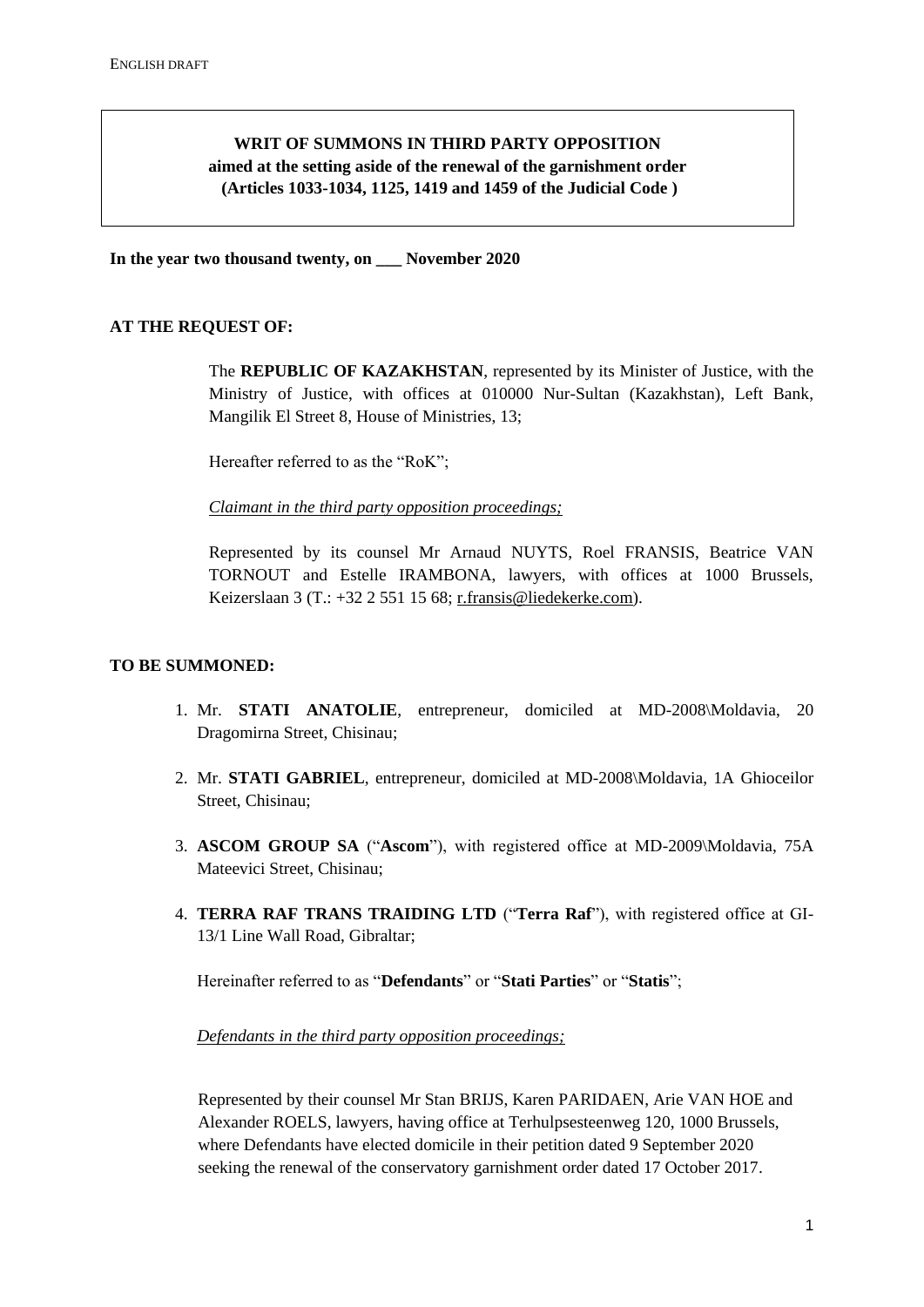ENGLISH DRAFT

**WRIT OF SUMMONS IN THIRD PARTY OPPOSITION**
**aimed at the setting aside of the renewal of the garnishment order**
**(Articles 1033-1034, 1125, 1419 and 1459 of the Judicial Code )**

**In the year two thousand twenty, on ___ November 2020**

**AT THE REQUEST OF:**

The **REPUBLIC OF KAZAKHSTAN**, represented by its Minister of Justice, with the Ministry of Justice, with offices at 010000 Nur-Sultan (Kazakhstan), Left Bank, Mangilik El Street 8, House of Ministries, 13;

Hereafter referred to as the "RoK";

*Claimant in the third party opposition proceedings;*

Represented by its counsel Mr Arnaud NUYTS, Roel FRANSIS, Beatrice VAN TORNOUT and Estelle IRAMBONA, lawyers, with offices at 1000 Brussels, Keizerslaan 3 (T.: +32 2 551 15 68; r.fransis@liedekerke.com).

**TO BE SUMMONED:**

1. Mr. **STATI ANATOLIE**, entrepreneur, domiciled at MD-2008\Moldavia, 20 Dragomirna Street, Chisinau;

2. Mr. **STATI GABRIEL**, entrepreneur, domiciled at MD-2008\Moldavia, 1A Ghioceilor Street, Chisinau;

3. **ASCOM GROUP SA** ("**Ascom**"), with registered office at MD-2009\Moldavia, 75A Mateevici Street, Chisinau;

4. **TERRA RAF TRANS TRAIDING LTD** ("**Terra Raf**"), with registered office at GI-13/1 Line Wall Road, Gibraltar;

Hereinafter referred to as "**Defendants**" or "**Stati Parties**" or "**Statis**";

*Defendants in the third party opposition proceedings;*

Represented by their counsel Mr Stan BRIJS, Karen PARIDAEN, Arie VAN HOE and Alexander ROELS, lawyers, having office at Terhulpsesteenweg 120, 1000 Brussels, where Defendants have elected domicile in their petition dated 9 September 2020 seeking the renewal of the conservatory garnishment order dated 17 October 2017.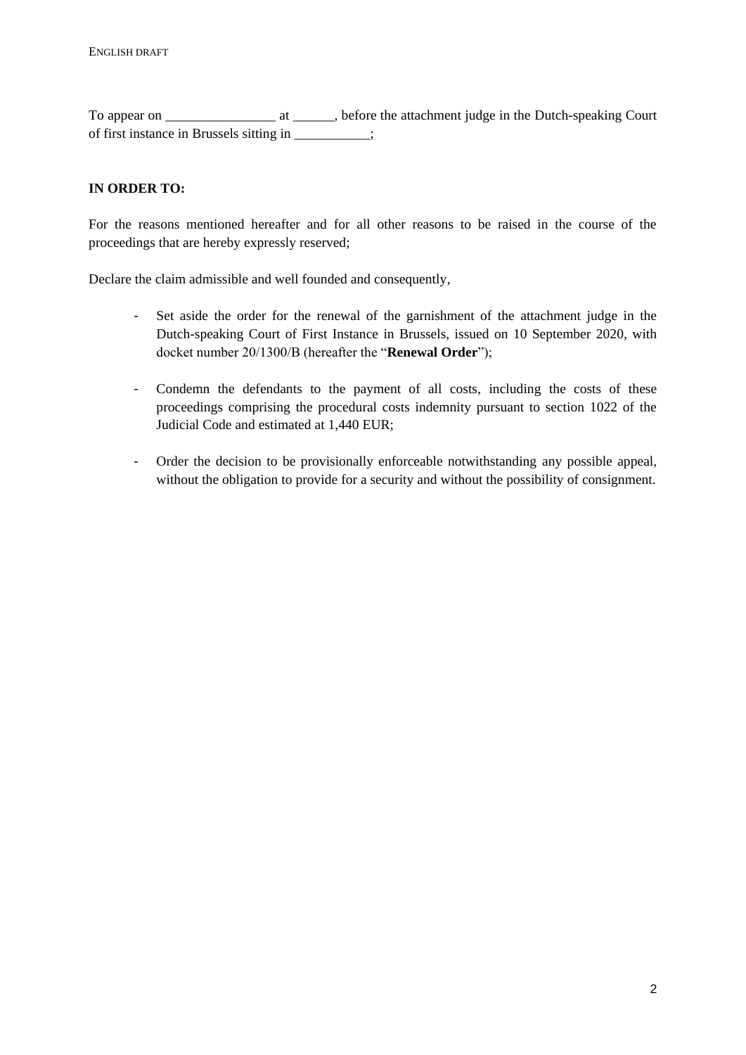To appear on ________________ at ______, before the attachment judge in the Dutch-speaking Court of first instance in Brussels sitting in ___________;

**IN ORDER TO:**

For the reasons mentioned hereafter and for all other reasons to be raised in the course of the proceedings that are hereby expressly reserved;

Declare the claim admissible and well founded and consequently,

- Set aside the order for the renewal of the garnishment of the attachment judge in the Dutch-speaking Court of First Instance in Brussels, issued on 10 September 2020, with docket number 20/1300/B (hereafter the "**Renewal Order**");

- Condemn the defendants to the payment of all costs, including the costs of these proceedings comprising the procedural costs indemnity pursuant to section 1022 of the Judicial Code and estimated at 1,440 EUR;

- Order the decision to be provisionally enforceable notwithstanding any possible appeal, without the obligation to provide for a security and without the possibility of consignment.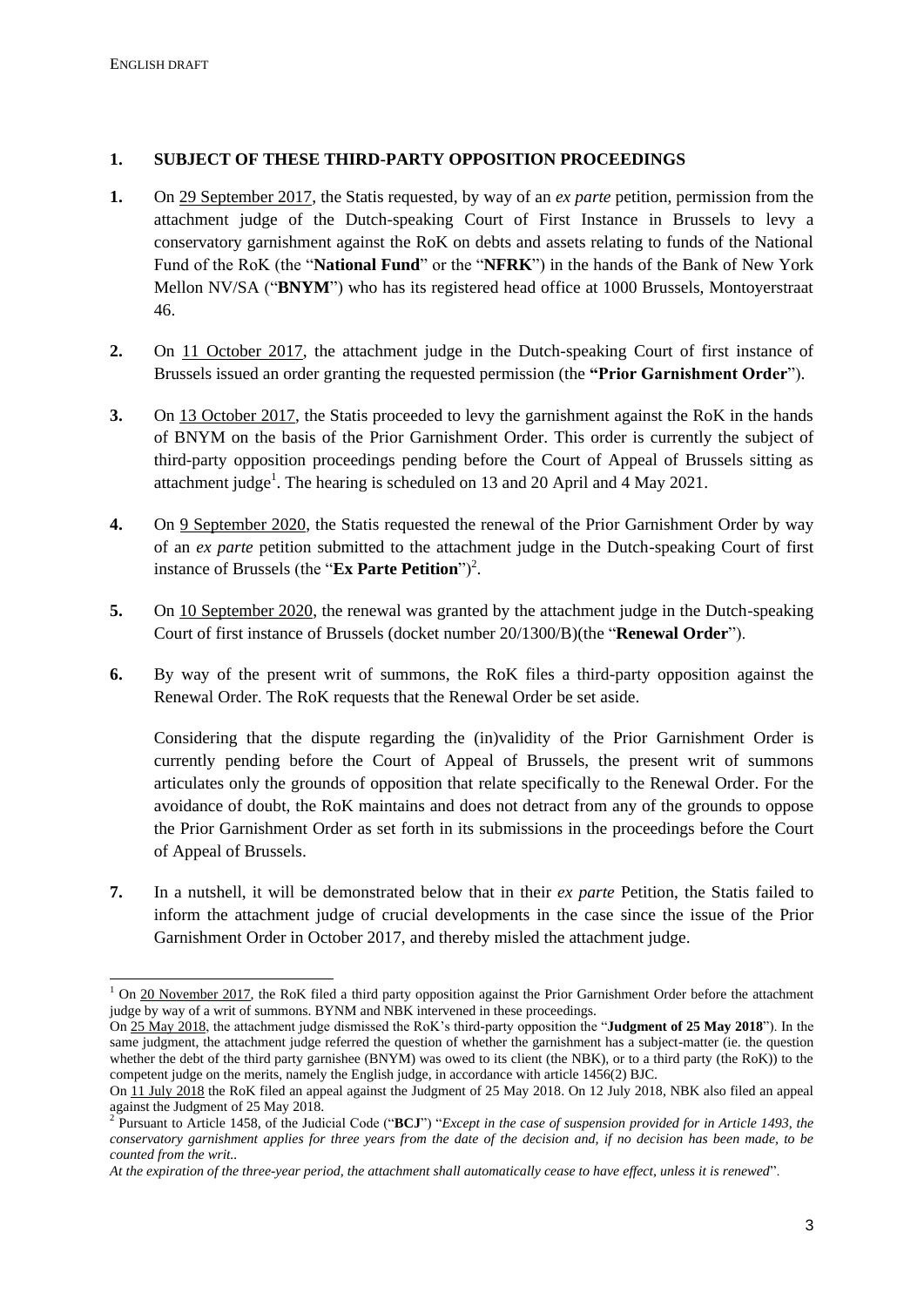## 1. SUBJECT OF THESE THIRD-PARTY OPPOSITION PROCEEDINGS

**1.** On 29 September 2017, the Statis requested, by way of an *ex parte* petition, permission from the attachment judge of the Dutch-speaking Court of First Instance in Brussels to levy a conservatory garnishment against the RoK on debts and assets relating to funds of the National Fund of the RoK (the "**National Fund**" or the "**NFRK**") in the hands of the Bank of New York Mellon NV/SA ("**BNYM**") who has its registered head office at 1000 Brussels, Montoyerstraat 46.

**2.** On 11 October 2017, the attachment judge in the Dutch-speaking Court of first instance of Brussels issued an order granting the requested permission (the **"Prior Garnishment Order**").

**3.** On 13 October 2017, the Statis proceeded to levy the garnishment against the RoK in the hands of BNYM on the basis of the Prior Garnishment Order. This order is currently the subject of third-party opposition proceedings pending before the Court of Appeal of Brussels sitting as attachment judge[1]. The hearing is scheduled on 13 and 20 April and 4 May 2021.

**4.** On 9 September 2020, the Statis requested the renewal of the Prior Garnishment Order by way of an *ex parte* petition submitted to the attachment judge in the Dutch-speaking Court of first instance of Brussels (the "**Ex Parte Petition**")[2].

**5.** On 10 September 2020, the renewal was granted by the attachment judge in the Dutch-speaking Court of first instance of Brussels (docket number 20/1300/B)(the "**Renewal Order**").

**6.** By way of the present writ of summons, the RoK files a third-party opposition against the Renewal Order. The RoK requests that the Renewal Order be set aside.

Considering that the dispute regarding the (in)validity of the Prior Garnishment Order is currently pending before the Court of Appeal of Brussels, the present writ of summons articulates only the grounds of opposition that relate specifically to the Renewal Order. For the avoidance of doubt, the RoK maintains and does not detract from any of the grounds to oppose the Prior Garnishment Order as set forth in its submissions in the proceedings before the Court of Appeal of Brussels.

**7.** In a nutshell, it will be demonstrated below that in their *ex parte* Petition, the Statis failed to inform the attachment judge of crucial developments in the case since the issue of the Prior Garnishment Order in October 2017, and thereby misled the attachment judge.

---

[1] On 20 November 2017, the RoK filed a third party opposition against the Prior Garnishment Order before the attachment judge by way of a writ of summons. BYNM and NBK intervened in these proceedings.
On 25 May 2018, the attachment judge dismissed the RoK's third-party opposition the "**Judgment of 25 May 2018**"). In the same judgment, the attachment judge referred the question of whether the garnishment has a subject-matter (ie. the question whether the debt of the third party garnishee (BNYM) was owed to its client (the NBK), or to a third party (the RoK)) to the competent judge on the merits, namely the English judge, in accordance with article 1456(2) BJC.
On 11 July 2018 the RoK filed an appeal against the Judgment of 25 May 2018. On 12 July 2018, NBK also filed an appeal against the Judgment of 25 May 2018.

[2] Pursuant to Article 1458, of the Judicial Code ("**BCJ**") "*Except in the case of suspension provided for in Article 1493, the conservatory garnishment applies for three years from the date of the decision and, if no decision has been made, to be counted from the writ..*

*At the expiration of the three-year period, the attachment shall automatically cease to have effect, unless it is renewed*".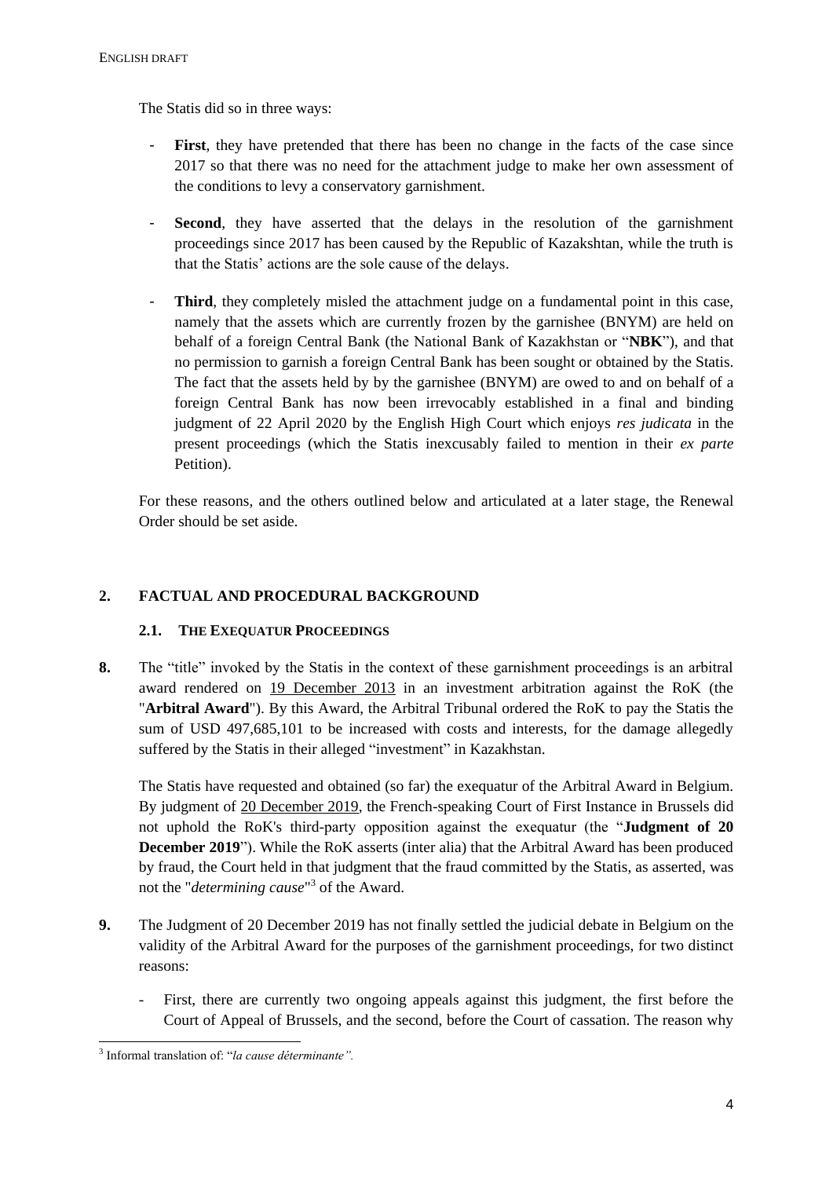The Statis did so in three ways:

- **First**, they have pretended that there has been no change in the facts of the case since 2017 so that there was no need for the attachment judge to make her own assessment of the conditions to levy a conservatory garnishment.

- **Second**, they have asserted that the delays in the resolution of the garnishment proceedings since 2017 has been caused by the Republic of Kazakshtan, while the truth is that the Statis' actions are the sole cause of the delays.

- **Third**, they completely misled the attachment judge on a fundamental point in this case, namely that the assets which are currently frozen by the garnishee (BNYM) are held on behalf of a foreign Central Bank (the National Bank of Kazakhstan or "**NBK**"), and that no permission to garnish a foreign Central Bank has been sought or obtained by the Statis. The fact that the assets held by by the garnishee (BNYM) are owed to and on behalf of a foreign Central Bank has now been irrevocably established in a final and binding judgment of 22 April 2020 by the English High Court which enjoys *res judicata* in the present proceedings (which the Statis inexcusably failed to mention in their *ex parte* Petition).

For these reasons, and the others outlined below and articulated at a later stage, the Renewal Order should be set aside.

## 2. FACTUAL AND PROCEDURAL BACKGROUND

### 2.1. THE EXEQUATUR PROCEEDINGS

**8.** The "title" invoked by the Statis in the context of these garnishment proceedings is an arbitral award rendered on 19 December 2013 in an investment arbitration against the RoK (the "**Arbitral Award**"). By this Award, the Arbitral Tribunal ordered the RoK to pay the Statis the sum of USD 497,685,101 to be increased with costs and interests, for the damage allegedly suffered by the Statis in their alleged "investment" in Kazakhstan.

The Statis have requested and obtained (so far) the exequatur of the Arbitral Award in Belgium. By judgment of 20 December 2019, the French-speaking Court of First Instance in Brussels did not uphold the RoK's third-party opposition against the exequatur (the "**Judgment of 20 December 2019**"). While the RoK asserts (inter alia) that the Arbitral Award has been produced by fraud, the Court held in that judgment that the fraud committed by the Statis, as asserted, was not the "*determining cause*"[3] of the Award.

**9.** The Judgment of 20 December 2019 has not finally settled the judicial debate in Belgium on the validity of the Arbitral Award for the purposes of the garnishment proceedings, for two distinct reasons:

- First, there are currently two ongoing appeals against this judgment, the first before the Court of Appeal of Brussels, and the second, before the Court of cassation. The reason why

---

[3] Informal translation of: "*la cause déterminante".*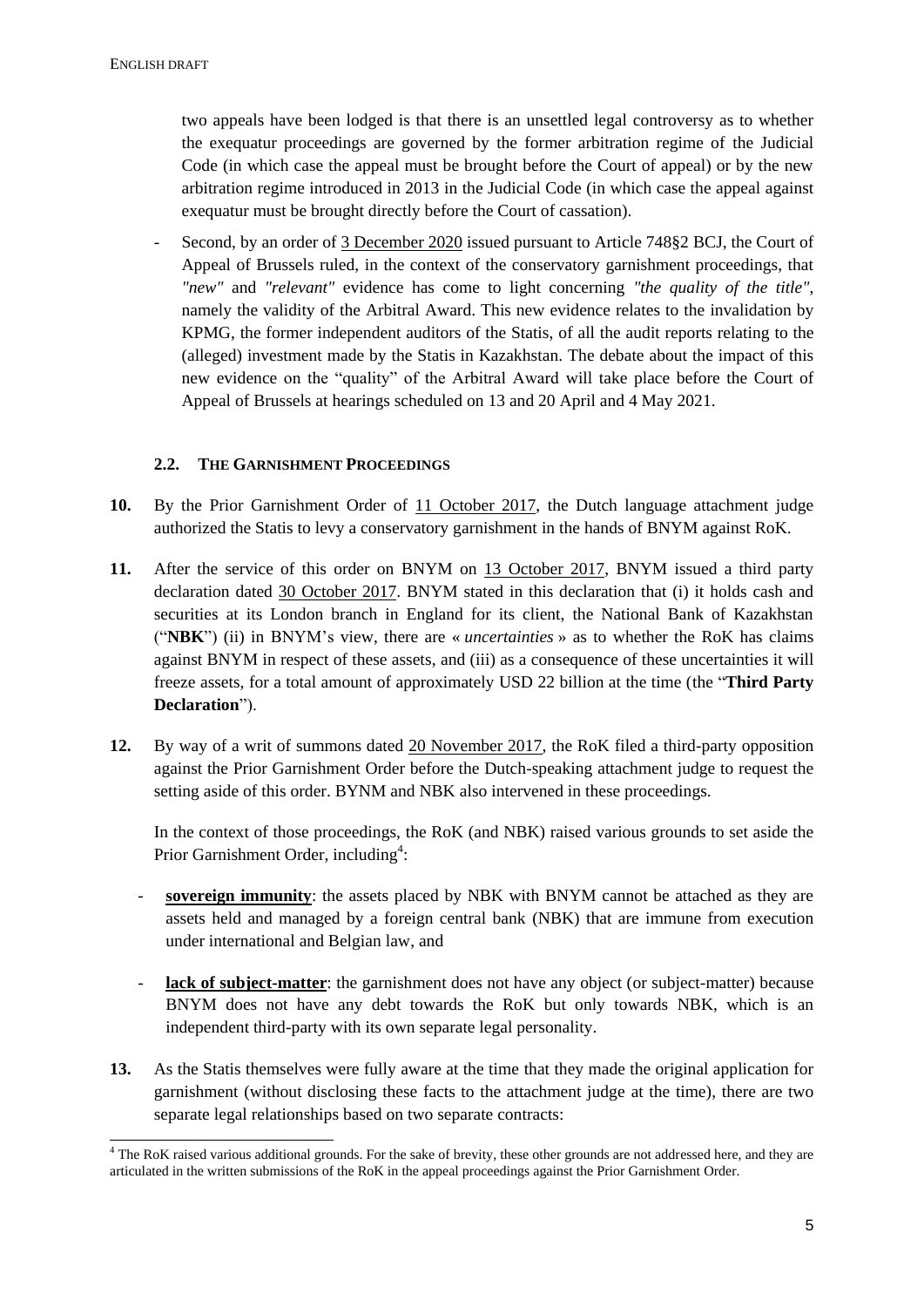two appeals have been lodged is that there is an unsettled legal controversy as to whether the exequatur proceedings are governed by the former arbitration regime of the Judicial Code (in which case the appeal must be brought before the Court of appeal) or by the new arbitration regime introduced in 2013 in the Judicial Code (in which case the appeal against exequatur must be brought directly before the Court of cassation).

- Second, by an order of 3 December 2020 issued pursuant to Article 748§2 BCJ, the Court of Appeal of Brussels ruled, in the context of the conservatory garnishment proceedings, that *"new"* and *"relevant"* evidence has come to light concerning *"the quality of the title"*, namely the validity of the Arbitral Award. This new evidence relates to the invalidation by KPMG, the former independent auditors of the Statis, of all the audit reports relating to the (alleged) investment made by the Statis in Kazakhstan. The debate about the impact of this new evidence on the "quality" of the Arbitral Award will take place before the Court of Appeal of Brussels at hearings scheduled on 13 and 20 April and 4 May 2021.

### 2.2. THE GARNISHMENT PROCEEDINGS

**10.** By the Prior Garnishment Order of 11 October 2017, the Dutch language attachment judge authorized the Statis to levy a conservatory garnishment in the hands of BNYM against RoK.

**11.** After the service of this order on BNYM on 13 October 2017, BNYM issued a third party declaration dated 30 October 2017. BNYM stated in this declaration that (i) it holds cash and securities at its London branch in England for its client, the National Bank of Kazakhstan ("**NBK**") (ii) in BNYM's view, there are « *uncertainties* » as to whether the RoK has claims against BNYM in respect of these assets, and (iii) as a consequence of these uncertainties it will freeze assets, for a total amount of approximately USD 22 billion at the time (the "**Third Party Declaration**").

**12.** By way of a writ of summons dated 20 November 2017, the RoK filed a third-party opposition against the Prior Garnishment Order before the Dutch-speaking attachment judge to request the setting aside of this order. BYNM and NBK also intervened in these proceedings.

In the context of those proceedings, the RoK (and NBK) raised various grounds to set aside the Prior Garnishment Order, including[4]:

- **sovereign immunity**: the assets placed by NBK with BNYM cannot be attached as they are assets held and managed by a foreign central bank (NBK) that are immune from execution under international and Belgian law, and

- **lack of subject-matter**: the garnishment does not have any object (or subject-matter) because BNYM does not have any debt towards the RoK but only towards NBK, which is an independent third-party with its own separate legal personality.

**13.** As the Statis themselves were fully aware at the time that they made the original application for garnishment (without disclosing these facts to the attachment judge at the time), there are two separate legal relationships based on two separate contracts:

[4] The RoK raised various additional grounds. For the sake of brevity, these other grounds are not addressed here, and they are articulated in the written submissions of the RoK in the appeal proceedings against the Prior Garnishment Order.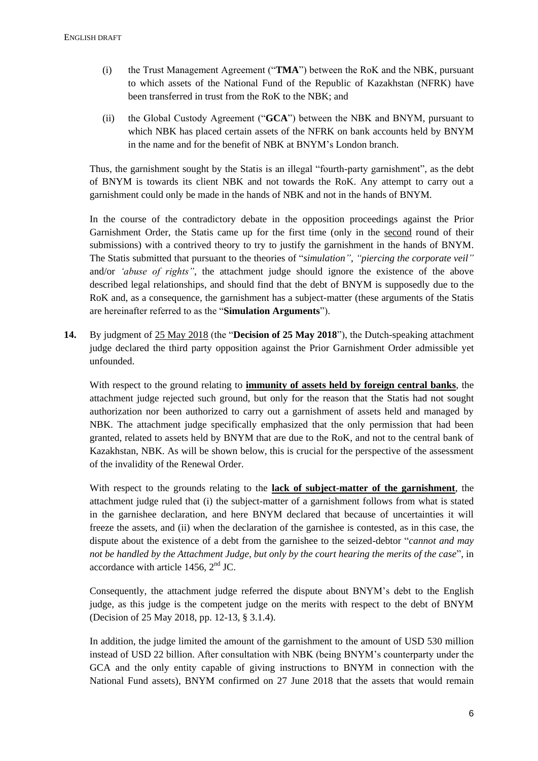(i) the Trust Management Agreement ("**TMA**") between the RoK and the NBK, pursuant to which assets of the National Fund of the Republic of Kazakhstan (NFRK) have been transferred in trust from the RoK to the NBK; and

(ii) the Global Custody Agreement ("**GCA**") between the NBK and BNYM, pursuant to which NBK has placed certain assets of the NFRK on bank accounts held by BNYM in the name and for the benefit of NBK at BNYM's London branch.

Thus, the garnishment sought by the Statis is an illegal "fourth-party garnishment", as the debt of BNYM is towards its client NBK and not towards the RoK. Any attempt to carry out a garnishment could only be made in the hands of NBK and not in the hands of BNYM.

In the course of the contradictory debate in the opposition proceedings against the Prior Garnishment Order, the Statis came up for the first time (only in the second round of their submissions) with a contrived theory to try to justify the garnishment in the hands of BNYM. The Statis submitted that pursuant to the theories of "*simulation*", *"piercing the corporate veil"* and/or *'abuse of rights"*, the attachment judge should ignore the existence of the above described legal relationships, and should find that the debt of BNYM is supposedly due to the RoK and, as a consequence, the garnishment has a subject-matter (these arguments of the Statis are hereinafter referred to as the "**Simulation Arguments**").

**14.** By judgment of 25 May 2018 (the "**Decision of 25 May 2018**"), the Dutch-speaking attachment judge declared the third party opposition against the Prior Garnishment Order admissible yet unfounded.

With respect to the ground relating to **immunity of assets held by foreign central banks**, the attachment judge rejected such ground, but only for the reason that the Statis had not sought authorization nor been authorized to carry out a garnishment of assets held and managed by NBK. The attachment judge specifically emphasized that the only permission that had been granted, related to assets held by BNYM that are due to the RoK, and not to the central bank of Kazakhstan, NBK. As will be shown below, this is crucial for the perspective of the assessment of the invalidity of the Renewal Order.

With respect to the grounds relating to the **lack of subject-matter of the garnishment**, the attachment judge ruled that (i) the subject-matter of a garnishment follows from what is stated in the garnishee declaration, and here BNYM declared that because of uncertainties it will freeze the assets, and (ii) when the declaration of the garnishee is contested, as in this case, the dispute about the existence of a debt from the garnishee to the seized-debtor "*cannot and may not be handled by the Attachment Judge, but only by the court hearing the merits of the case*", in accordance with article 1456, 2nd JC.

Consequently, the attachment judge referred the dispute about BNYM's debt to the English judge, as this judge is the competent judge on the merits with respect to the debt of BNYM (Decision of 25 May 2018, pp. 12-13, § 3.1.4).

In addition, the judge limited the amount of the garnishment to the amount of USD 530 million instead of USD 22 billion. After consultation with NBK (being BNYM's counterparty under the GCA and the only entity capable of giving instructions to BNYM in connection with the National Fund assets), BNYM confirmed on 27 June 2018 that the assets that would remain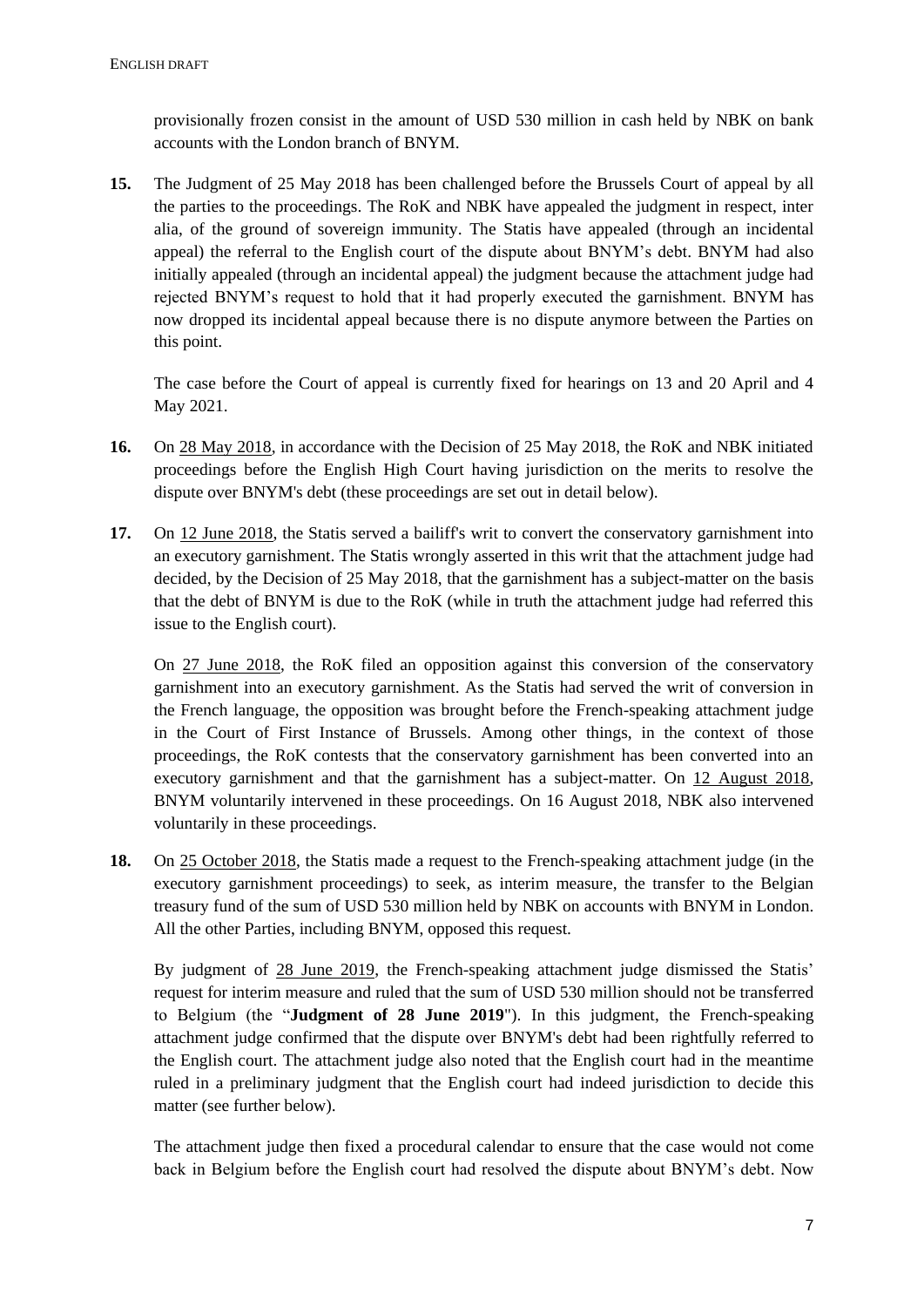provisionally frozen consist in the amount of USD 530 million in cash held by NBK on bank accounts with the London branch of BNYM.

**15.** The Judgment of 25 May 2018 has been challenged before the Brussels Court of appeal by all the parties to the proceedings. The RoK and NBK have appealed the judgment in respect, inter alia, of the ground of sovereign immunity. The Statis have appealed (through an incidental appeal) the referral to the English court of the dispute about BNYM's debt. BNYM had also initially appealed (through an incidental appeal) the judgment because the attachment judge had rejected BNYM's request to hold that it had properly executed the garnishment. BNYM has now dropped its incidental appeal because there is no dispute anymore between the Parties on this point.

The case before the Court of appeal is currently fixed for hearings on 13 and 20 April and 4 May 2021.

**16.** On 28 May 2018, in accordance with the Decision of 25 May 2018, the RoK and NBK initiated proceedings before the English High Court having jurisdiction on the merits to resolve the dispute over BNYM's debt (these proceedings are set out in detail below).

**17.** On 12 June 2018, the Statis served a bailiff's writ to convert the conservatory garnishment into an executory garnishment. The Statis wrongly asserted in this writ that the attachment judge had decided, by the Decision of 25 May 2018, that the garnishment has a subject-matter on the basis that the debt of BNYM is due to the RoK (while in truth the attachment judge had referred this issue to the English court).

On 27 June 2018, the RoK filed an opposition against this conversion of the conservatory garnishment into an executory garnishment. As the Statis had served the writ of conversion in the French language, the opposition was brought before the French-speaking attachment judge in the Court of First Instance of Brussels. Among other things, in the context of those proceedings, the RoK contests that the conservatory garnishment has been converted into an executory garnishment and that the garnishment has a subject-matter. On 12 August 2018, BNYM voluntarily intervened in these proceedings. On 16 August 2018, NBK also intervened voluntarily in these proceedings.

**18.** On 25 October 2018, the Statis made a request to the French-speaking attachment judge (in the executory garnishment proceedings) to seek, as interim measure, the transfer to the Belgian treasury fund of the sum of USD 530 million held by NBK on accounts with BNYM in London. All the other Parties, including BNYM, opposed this request.

By judgment of 28 June 2019, the French-speaking attachment judge dismissed the Statis' request for interim measure and ruled that the sum of USD 530 million should not be transferred to Belgium (the "**Judgment of 28 June 2019**"). In this judgment, the French-speaking attachment judge confirmed that the dispute over BNYM's debt had been rightfully referred to the English court. The attachment judge also noted that the English court had in the meantime ruled in a preliminary judgment that the English court had indeed jurisdiction to decide this matter (see further below).

The attachment judge then fixed a procedural calendar to ensure that the case would not come back in Belgium before the English court had resolved the dispute about BNYM's debt. Now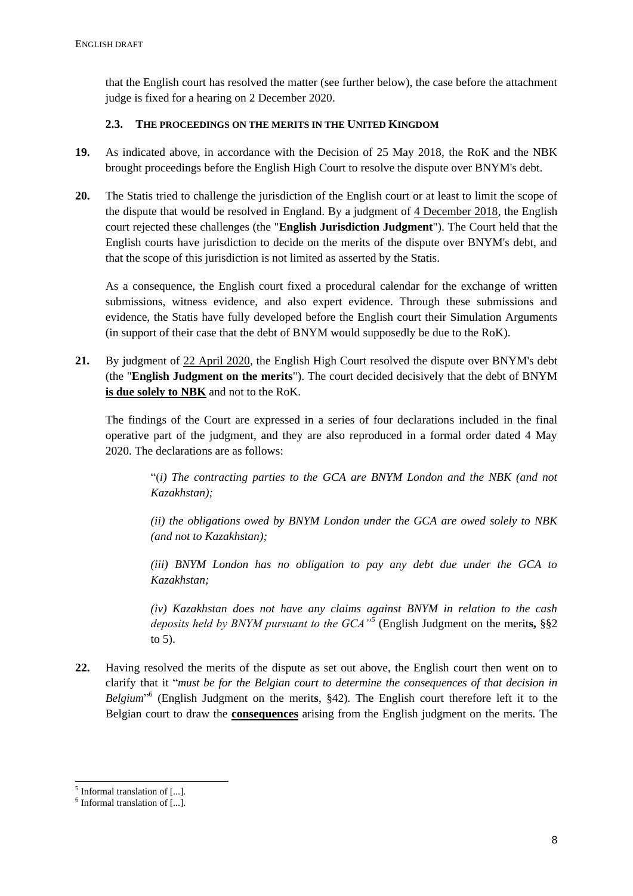that the English court has resolved the matter (see further below), the case before the attachment judge is fixed for a hearing on 2 December 2020.

### 2.3. THE PROCEEDINGS ON THE MERITS IN THE UNITED KINGDOM

**19.** As indicated above, in accordance with the Decision of 25 May 2018, the RoK and the NBK brought proceedings before the English High Court to resolve the dispute over BNYM's debt.

**20.** The Statis tried to challenge the jurisdiction of the English court or at least to limit the scope of the dispute that would be resolved in England. By a judgment of 4 December 2018, the English court rejected these challenges (the "**English Jurisdiction Judgment**"). The Court held that the English courts have jurisdiction to decide on the merits of the dispute over BNYM's debt, and that the scope of this jurisdiction is not limited as asserted by the Statis.

As a consequence, the English court fixed a procedural calendar for the exchange of written submissions, witness evidence, and also expert evidence. Through these submissions and evidence, the Statis have fully developed before the English court their Simulation Arguments (in support of their case that the debt of BNYM would supposedly be due to the RoK).

**21.** By judgment of 22 April 2020, the English High Court resolved the dispute over BNYM's debt (the "**English Judgment on the merits**"). The court decided decisively that the debt of BNYM **is due solely to NBK** and not to the RoK.

The findings of the Court are expressed in a series of four declarations included in the final operative part of the judgment, and they are also reproduced in a formal order dated 4 May 2020. The declarations are as follows:

> "(*i) The contracting parties to the GCA are BNYM London and the NBK (and not Kazakhstan);*
>
> *(ii) the obligations owed by BNYM London under the GCA are owed solely to NBK (and not to Kazakhstan);*
>
> *(iii) BNYM London has no obligation to pay any debt due under the GCA to Kazakhstan;*
>
> *(iv) Kazakhstan does not have any claims against BNYM in relation to the cash deposits held by BNYM pursuant to the GCA"*[5] (English Judgment on the merit**s,** §§2 to 5).

**22.** Having resolved the merits of the dispute as set out above, the English court then went on to clarify that it "*must be for the Belgian court to determine the consequences of that decision in Belgium*"[6] (English Judgment on the merit**s**, §42). The English court therefore left it to the Belgian court to draw the **consequences** arising from the English judgment on the merits. The

[5] Informal translation of [...].

[6] Informal translation of [...].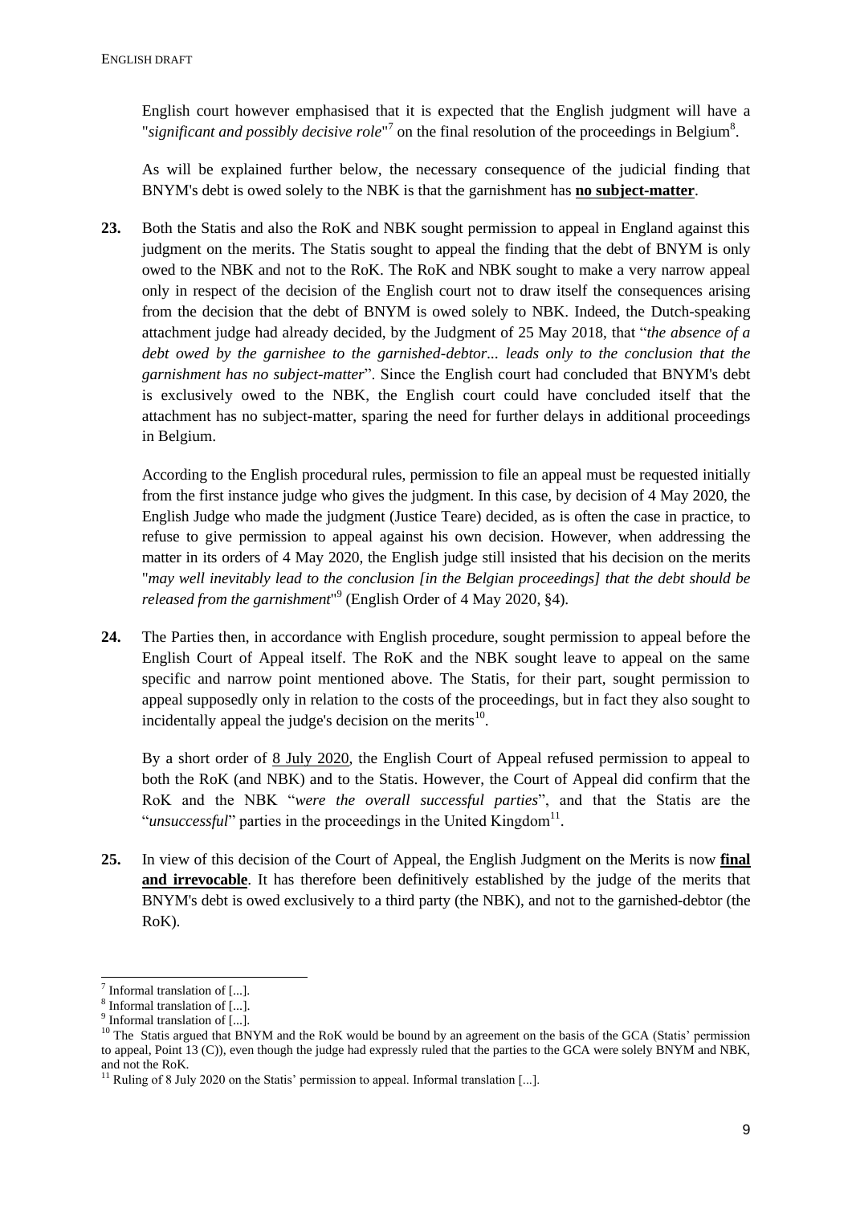English court however emphasised that it is expected that the English judgment will have a "*significant and possibly decisive role*"[7] on the final resolution of the proceedings in Belgium[8].

As will be explained further below, the necessary consequence of the judicial finding that BNYM's debt is owed solely to the NBK is that the garnishment has **no subject-matter**.

**23.** Both the Statis and also the RoK and NBK sought permission to appeal in England against this judgment on the merits. The Statis sought to appeal the finding that the debt of BNYM is only owed to the NBK and not to the RoK. The RoK and NBK sought to make a very narrow appeal only in respect of the decision of the English court not to draw itself the consequences arising from the decision that the debt of BNYM is owed solely to NBK. Indeed, the Dutch-speaking attachment judge had already decided, by the Judgment of 25 May 2018, that "*the absence of a debt owed by the garnishee to the garnished-debtor... leads only to the conclusion that the garnishment has no subject-matter*". Since the English court had concluded that BNYM's debt is exclusively owed to the NBK, the English court could have concluded itself that the attachment has no subject-matter, sparing the need for further delays in additional proceedings in Belgium.

According to the English procedural rules, permission to file an appeal must be requested initially from the first instance judge who gives the judgment. In this case, by decision of 4 May 2020, the English Judge who made the judgment (Justice Teare) decided, as is often the case in practice, to refuse to give permission to appeal against his own decision. However, when addressing the matter in its orders of 4 May 2020, the English judge still insisted that his decision on the merits "*may well inevitably lead to the conclusion [in the Belgian proceedings] that the debt should be released from the garnishment*"[9] (English Order of 4 May 2020, §4).

**24.** The Parties then, in accordance with English procedure, sought permission to appeal before the English Court of Appeal itself. The RoK and the NBK sought leave to appeal on the same specific and narrow point mentioned above. The Statis, for their part, sought permission to appeal supposedly only in relation to the costs of the proceedings, but in fact they also sought to incidentally appeal the judge's decision on the merits[10].

By a short order of 8 July 2020, the English Court of Appeal refused permission to appeal to both the RoK (and NBK) and to the Statis. However, the Court of Appeal did confirm that the RoK and the NBK "*were the overall successful parties*", and that the Statis are the "*unsuccessful*" parties in the proceedings in the United Kingdom[11].

**25.** In view of this decision of the Court of Appeal, the English Judgment on the Merits is now **final and irrevocable**. It has therefore been definitively established by the judge of the merits that BNYM's debt is owed exclusively to a third party (the NBK), and not to the garnished-debtor (the RoK).

---

[7] Informal translation of [...].

[8] Informal translation of [...].

[9] Informal translation of [...].

[10] The Statis argued that BNYM and the RoK would be bound by an agreement on the basis of the GCA (Statis' permission to appeal, Point 13 (C)), even though the judge had expressly ruled that the parties to the GCA were solely BNYM and NBK, and not the RoK.

[11] Ruling of 8 July 2020 on the Statis' permission to appeal. Informal translation [...].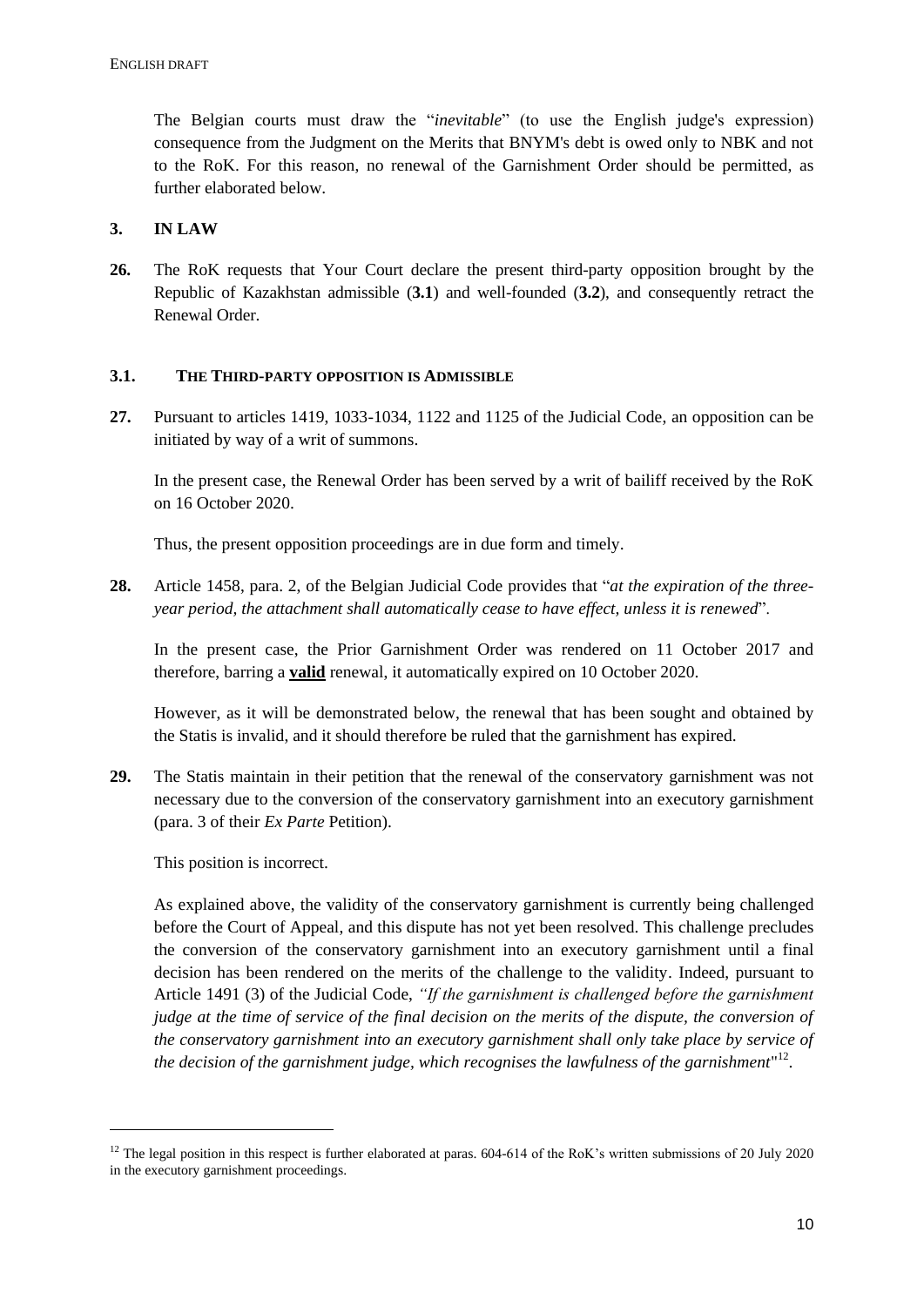The Belgian courts must draw the "*inevitable*" (to use the English judge's expression) consequence from the Judgment on the Merits that BNYM's debt is owed only to NBK and not to the RoK. For this reason, no renewal of the Garnishment Order should be permitted, as further elaborated below.

## 3. IN LAW

**26.** The RoK requests that Your Court declare the present third-party opposition brought by the Republic of Kazakhstan admissible (**3.1**) and well-founded (**3.2**), and consequently retract the Renewal Order.

### 3.1. THE THIRD-PARTY OPPOSITION IS ADMISSIBLE

**27.** Pursuant to articles 1419, 1033-1034, 1122 and 1125 of the Judicial Code, an opposition can be initiated by way of a writ of summons.

In the present case, the Renewal Order has been served by a writ of bailiff received by the RoK on 16 October 2020.

Thus, the present opposition proceedings are in due form and timely.

**28.** Article 1458, para. 2, of the Belgian Judicial Code provides that "*at the expiration of the three-year period, the attachment shall automatically cease to have effect, unless it is renewed*".

In the present case, the Prior Garnishment Order was rendered on 11 October 2017 and therefore, barring a **valid** renewal, it automatically expired on 10 October 2020.

However, as it will be demonstrated below, the renewal that has been sought and obtained by the Statis is invalid, and it should therefore be ruled that the garnishment has expired.

**29.** The Statis maintain in their petition that the renewal of the conservatory garnishment was not necessary due to the conversion of the conservatory garnishment into an executory garnishment (para. 3 of their *Ex Parte* Petition).

This position is incorrect.

As explained above, the validity of the conservatory garnishment is currently being challenged before the Court of Appeal, and this dispute has not yet been resolved. This challenge precludes the conversion of the conservatory garnishment into an executory garnishment until a final decision has been rendered on the merits of the challenge to the validity. Indeed, pursuant to Article 1491 (3) of the Judicial Code, *"If the garnishment is challenged before the garnishment judge at the time of service of the final decision on the merits of the dispute, the conversion of the conservatory garnishment into an executory garnishment shall only take place by service of the decision of the garnishment judge, which recognises the lawfulness of the garnishment*"[12].

[12] The legal position in this respect is further elaborated at paras. 604-614 of the RoK's written submissions of 20 July 2020 in the executory garnishment proceedings.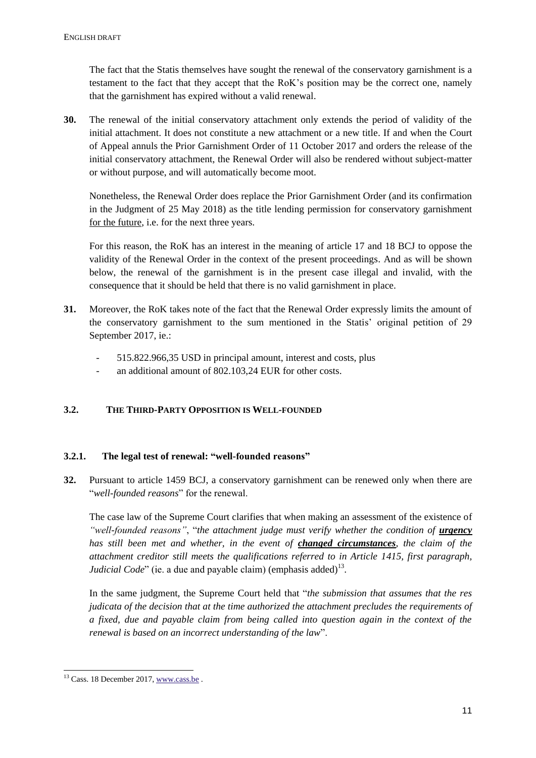The fact that the Statis themselves have sought the renewal of the conservatory garnishment is a testament to the fact that they accept that the RoK's position may be the correct one, namely that the garnishment has expired without a valid renewal.

**30.** The renewal of the initial conservatory attachment only extends the period of validity of the initial attachment. It does not constitute a new attachment or a new title. If and when the Court of Appeal annuls the Prior Garnishment Order of 11 October 2017 and orders the release of the initial conservatory attachment, the Renewal Order will also be rendered without subject-matter or without purpose, and will automatically become moot.

Nonetheless, the Renewal Order does replace the Prior Garnishment Order (and its confirmation in the Judgment of 25 May 2018) as the title lending permission for conservatory garnishment for the future, i.e. for the next three years.

For this reason, the RoK has an interest in the meaning of article 17 and 18 BCJ to oppose the validity of the Renewal Order in the context of the present proceedings. And as will be shown below, the renewal of the garnishment is in the present case illegal and invalid, with the consequence that it should be held that there is no valid garnishment in place.

**31.** Moreover, the RoK takes note of the fact that the Renewal Order expressly limits the amount of the conservatory garnishment to the sum mentioned in the Statis' original petition of 29 September 2017, ie.:

- 515.822.966,35 USD in principal amount, interest and costs, plus
- an additional amount of 802.103,24 EUR for other costs.

### 3.2. THE THIRD-PARTY OPPOSITION IS WELL-FOUNDED

#### 3.2.1. The legal test of renewal: "well-founded reasons"

**32.** Pursuant to article 1459 BCJ, a conservatory garnishment can be renewed only when there are "*well-founded reasons*" for the renewal.

The case law of the Supreme Court clarifies that when making an assessment of the existence of *"well-founded reasons"*, "*the attachment judge must verify whether the condition of* ***urgency*** *has still been met and whether, in the event of* ***changed circumstances****, the claim of the attachment creditor still meets the qualifications referred to in Article 1415, first paragraph, Judicial Code*" (ie. a due and payable claim) (emphasis added)[13].

In the same judgment, the Supreme Court held that "*the submission that assumes that the res judicata of the decision that at the time authorized the attachment precludes the requirements of a fixed, due and payable claim from being called into question again in the context of the renewal is based on an incorrect understanding of the law*".

[13] Cass. 18 December 2017, www.cass.be .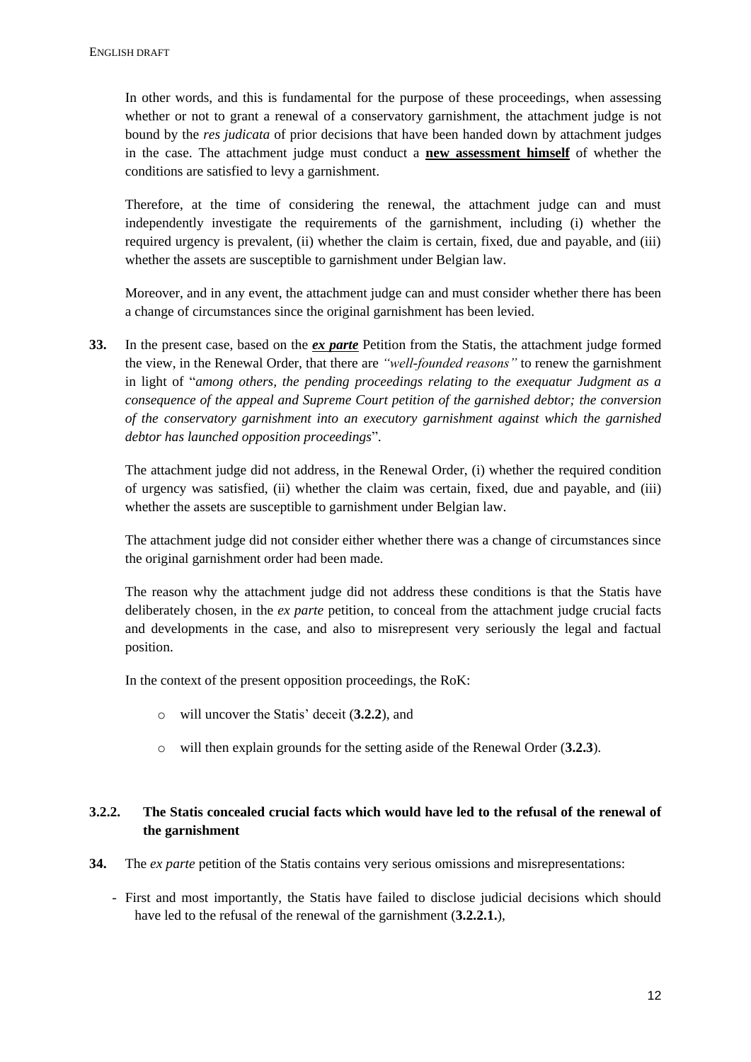In other words, and this is fundamental for the purpose of these proceedings, when assessing whether or not to grant a renewal of a conservatory garnishment, the attachment judge is not bound by the *res judicata* of prior decisions that have been handed down by attachment judges in the case. The attachment judge must conduct a **new assessment himself** of whether the conditions are satisfied to levy a garnishment.

Therefore, at the time of considering the renewal, the attachment judge can and must independently investigate the requirements of the garnishment, including (i) whether the required urgency is prevalent, (ii) whether the claim is certain, fixed, due and payable, and (iii) whether the assets are susceptible to garnishment under Belgian law.

Moreover, and in any event, the attachment judge can and must consider whether there has been a change of circumstances since the original garnishment has been levied.

**33.** In the present case, based on the ***ex parte*** Petition from the Statis, the attachment judge formed the view, in the Renewal Order, that there are *"well-founded reasons"* to renew the garnishment in light of "*among others, the pending proceedings relating to the exequatur Judgment as a consequence of the appeal and Supreme Court petition of the garnished debtor; the conversion of the conservatory garnishment into an executory garnishment against which the garnished debtor has launched opposition proceedings*".

The attachment judge did not address, in the Renewal Order, (i) whether the required condition of urgency was satisfied, (ii) whether the claim was certain, fixed, due and payable, and (iii) whether the assets are susceptible to garnishment under Belgian law.

The attachment judge did not consider either whether there was a change of circumstances since the original garnishment order had been made.

The reason why the attachment judge did not address these conditions is that the Statis have deliberately chosen, in the *ex parte* petition, to conceal from the attachment judge crucial facts and developments in the case, and also to misrepresent very seriously the legal and factual position.

In the context of the present opposition proceedings, the RoK:

- will uncover the Statis' deceit (**3.2.2**), and
- will then explain grounds for the setting aside of the Renewal Order (**3.2.3**).

### 3.2.2. The Statis concealed crucial facts which would have led to the refusal of the renewal of the garnishment

**34.** The *ex parte* petition of the Statis contains very serious omissions and misrepresentations:

- First and most importantly, the Statis have failed to disclose judicial decisions which should have led to the refusal of the renewal of the garnishment (**3.2.2.1.**),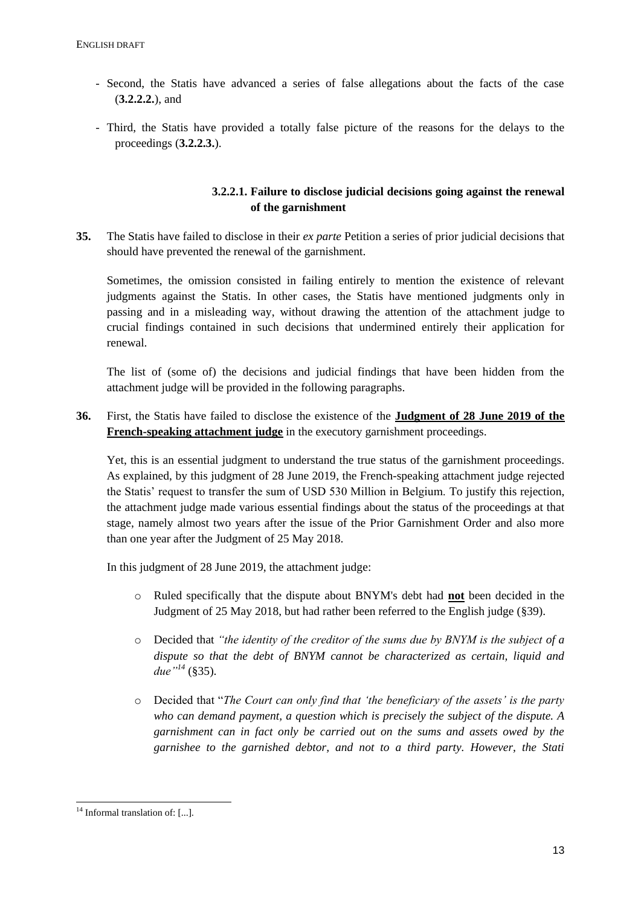- Second, the Statis have advanced a series of false allegations about the facts of the case (**3.2.2.2.**), and

- Third, the Statis have provided a totally false picture of the reasons for the delays to the proceedings (**3.2.2.3.**).

#### 3.2.2.1. Failure to disclose judicial decisions going against the renewal of the garnishment

**35.** The Statis have failed to disclose in their *ex parte* Petition a series of prior judicial decisions that should have prevented the renewal of the garnishment.

Sometimes, the omission consisted in failing entirely to mention the existence of relevant judgments against the Statis. In other cases, the Statis have mentioned judgments only in passing and in a misleading way, without drawing the attention of the attachment judge to crucial findings contained in such decisions that undermined entirely their application for renewal.

The list of (some of) the decisions and judicial findings that have been hidden from the attachment judge will be provided in the following paragraphs.

**36.** First, the Statis have failed to disclose the existence of the **Judgment of 28 June 2019 of the French-speaking attachment judge** in the executory garnishment proceedings.

Yet, this is an essential judgment to understand the true status of the garnishment proceedings. As explained, by this judgment of 28 June 2019, the French-speaking attachment judge rejected the Statis' request to transfer the sum of USD 530 Million in Belgium. To justify this rejection, the attachment judge made various essential findings about the status of the proceedings at that stage, namely almost two years after the issue of the Prior Garnishment Order and also more than one year after the Judgment of 25 May 2018.

In this judgment of 28 June 2019, the attachment judge:

- Ruled specifically that the dispute about BNYM's debt had **not** been decided in the Judgment of 25 May 2018, but had rather been referred to the English judge (§39).

- Decided that *"the identity of the creditor of the sums due by BNYM is the subject of a dispute so that the debt of BNYM cannot be characterized as certain, liquid and due"*[14] (§35).

- Decided that "*The Court can only find that 'the beneficiary of the assets' is the party who can demand payment, a question which is precisely the subject of the dispute. A garnishment can in fact only be carried out on the sums and assets owed by the garnishee to the garnished debtor, and not to a third party. However, the Stati*

---

[14] Informal translation of: [...].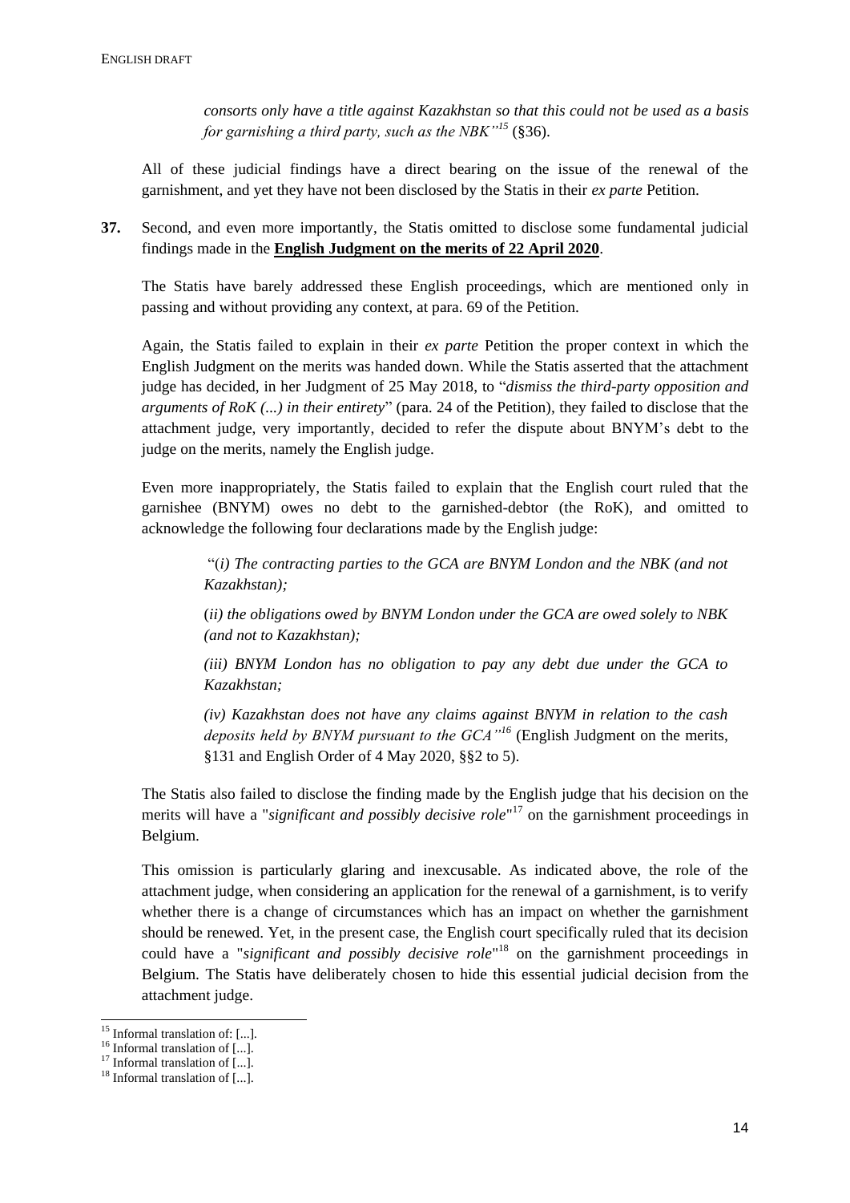*consorts only have a title against Kazakhstan so that this could not be used as a basis for garnishing a third party, such as the NBK"*[15] (§36).

All of these judicial findings have a direct bearing on the issue of the renewal of the garnishment, and yet they have not been disclosed by the Statis in their *ex parte* Petition.

**37.** Second, and even more importantly, the Statis omitted to disclose some fundamental judicial findings made in the **English Judgment on the merits of 22 April 2020**.

The Statis have barely addressed these English proceedings, which are mentioned only in passing and without providing any context, at para. 69 of the Petition.

Again, the Statis failed to explain in their *ex parte* Petition the proper context in which the English Judgment on the merits was handed down. While the Statis asserted that the attachment judge has decided, in her Judgment of 25 May 2018, to "*dismiss the third-party opposition and arguments of RoK (...) in their entirety*" (para. 24 of the Petition), they failed to disclose that the attachment judge, very importantly, decided to refer the dispute about BNYM's debt to the judge on the merits, namely the English judge.

Even more inappropriately, the Statis failed to explain that the English court ruled that the garnishee (BNYM) owes no debt to the garnished-debtor (the RoK), and omitted to acknowledge the following four declarations made by the English judge:

> "(*i) The contracting parties to the GCA are BNYM London and the NBK (and not Kazakhstan);*
>
> (*ii) the obligations owed by BNYM London under the GCA are owed solely to NBK (and not to Kazakhstan);*
>
> *(iii) BNYM London has no obligation to pay any debt due under the GCA to Kazakhstan;*
>
> *(iv) Kazakhstan does not have any claims against BNYM in relation to the cash deposits held by BNYM pursuant to the GCA"*[16] (English Judgment on the merits, §131 and English Order of 4 May 2020, §§2 to 5).

The Statis also failed to disclose the finding made by the English judge that his decision on the merits will have a "*significant and possibly decisive role*"[17] on the garnishment proceedings in Belgium.

This omission is particularly glaring and inexcusable. As indicated above, the role of the attachment judge, when considering an application for the renewal of a garnishment, is to verify whether there is a change of circumstances which has an impact on whether the garnishment should be renewed. Yet, in the present case, the English court specifically ruled that its decision could have a "*significant and possibly decisive role*"[18] on the garnishment proceedings in Belgium. The Statis have deliberately chosen to hide this essential judicial decision from the attachment judge.

---

[15] Informal translation of: [...].

[16] Informal translation of [...].

[17] Informal translation of [...].

[18] Informal translation of [...].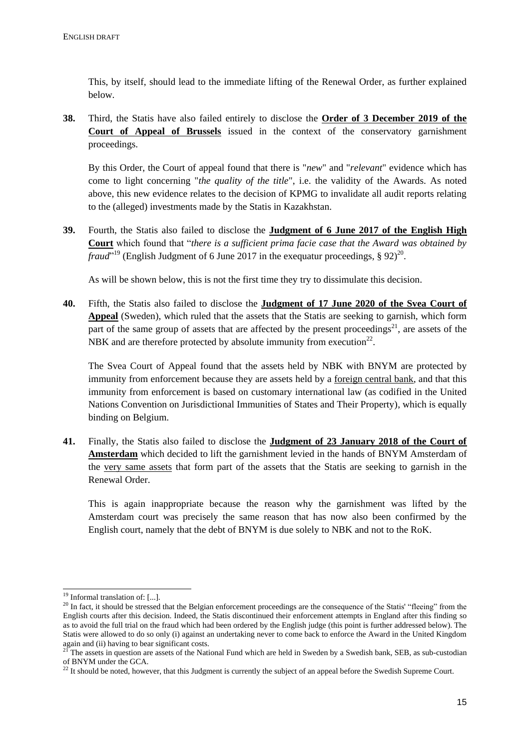This, by itself, should lead to the immediate lifting of the Renewal Order, as further explained below.

**38.** Third, the Statis have also failed entirely to disclose the **Order of 3 December 2019 of the Court of Appeal of Brussels** issued in the context of the conservatory garnishment proceedings.

By this Order, the Court of appeal found that there is "*new*" and "*relevant*" evidence which has come to light concerning "*the quality of the title*", i.e. the validity of the Awards. As noted above, this new evidence relates to the decision of KPMG to invalidate all audit reports relating to the (alleged) investments made by the Statis in Kazakhstan.

**39.** Fourth, the Statis also failed to disclose the **Judgment of 6 June 2017 of the English High Court** which found that "*there is a sufficient prima facie case that the Award was obtained by fraud*"[19] (English Judgment of 6 June 2017 in the exequatur proceedings, § 92)[20].

As will be shown below, this is not the first time they try to dissimulate this decision.

**40.** Fifth, the Statis also failed to disclose the **Judgment of 17 June 2020 of the Svea Court of Appeal** (Sweden), which ruled that the assets that the Statis are seeking to garnish, which form part of the same group of assets that are affected by the present proceedings[21], are assets of the NBK and are therefore protected by absolute immunity from execution[22].

The Svea Court of Appeal found that the assets held by NBK with BNYM are protected by immunity from enforcement because they are assets held by a foreign central bank, and that this immunity from enforcement is based on customary international law (as codified in the United Nations Convention on Jurisdictional Immunities of States and Their Property), which is equally binding on Belgium.

**41.** Finally, the Statis also failed to disclose the **Judgment of 23 January 2018 of the Court of Amsterdam** which decided to lift the garnishment levied in the hands of BNYM Amsterdam of the very same assets that form part of the assets that the Statis are seeking to garnish in the Renewal Order.

This is again inappropriate because the reason why the garnishment was lifted by the Amsterdam court was precisely the same reason that has now also been confirmed by the English court, namely that the debt of BNYM is due solely to NBK and not to the RoK.

---

[19] Informal translation of: [...].

[20] In fact, it should be stressed that the Belgian enforcement proceedings are the consequence of the Statis' "fleeing" from the English courts after this decision. Indeed, the Statis discontinued their enforcement attempts in England after this finding so as to avoid the full trial on the fraud which had been ordered by the English judge (this point is further addressed below). The Statis were allowed to do so only (i) against an undertaking never to come back to enforce the Award in the United Kingdom again and (ii) having to bear significant costs.

[21] The assets in question are assets of the National Fund which are held in Sweden by a Swedish bank, SEB, as sub-custodian of BNYM under the GCA.

[22] It should be noted, however, that this Judgment is currently the subject of an appeal before the Swedish Supreme Court.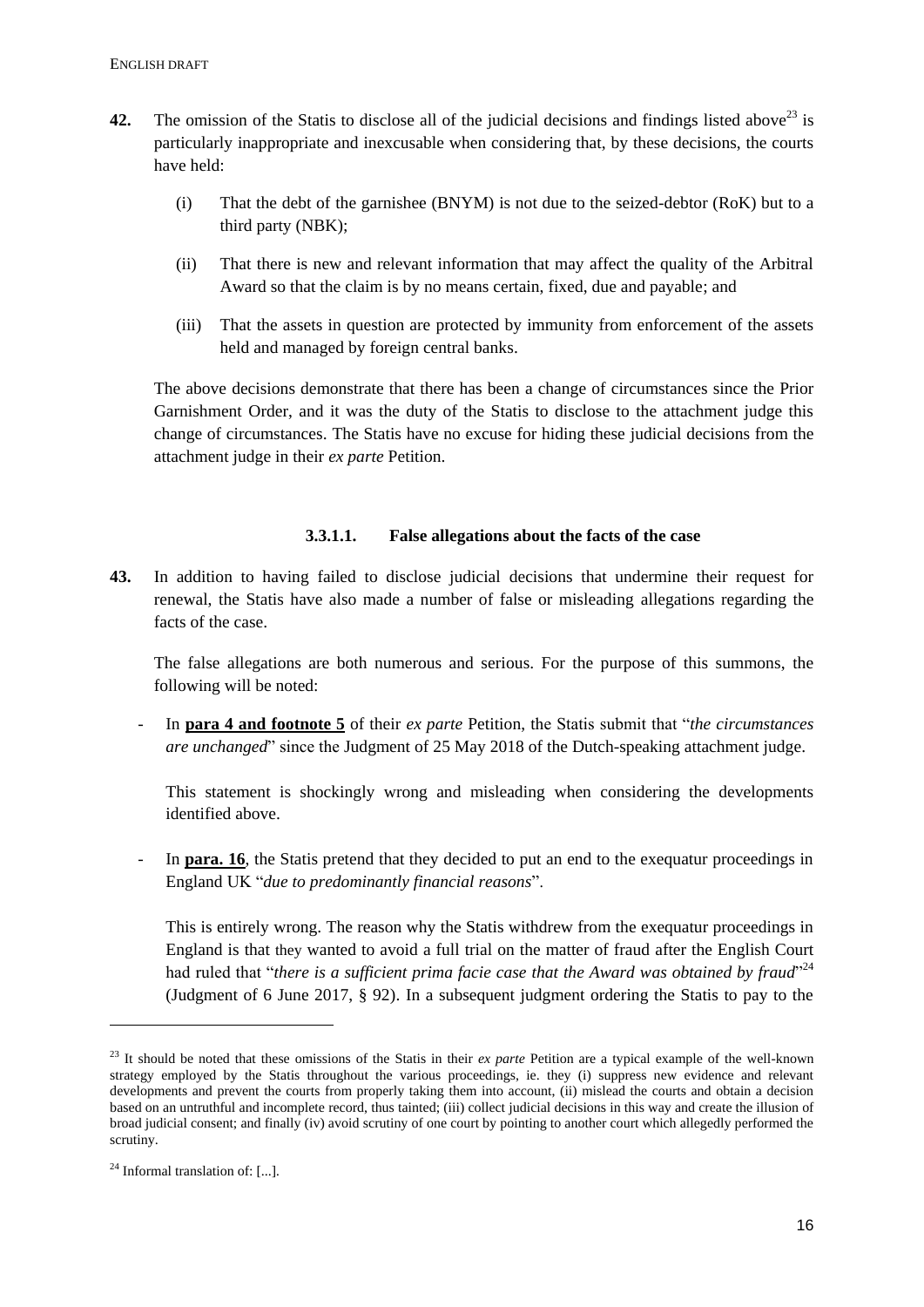**42.** The omission of the Statis to disclose all of the judicial decisions and findings listed above[23] is particularly inappropriate and inexcusable when considering that, by these decisions, the courts have held:

(i) That the debt of the garnishee (BNYM) is not due to the seized-debtor (RoK) but to a third party (NBK);

(ii) That there is new and relevant information that may affect the quality of the Arbitral Award so that the claim is by no means certain, fixed, due and payable; and

(iii) That the assets in question are protected by immunity from enforcement of the assets held and managed by foreign central banks.

The above decisions demonstrate that there has been a change of circumstances since the Prior Garnishment Order, and it was the duty of the Statis to disclose to the attachment judge this change of circumstances. The Statis have no excuse for hiding these judicial decisions from the attachment judge in their *ex parte* Petition.

#### 3.3.1.1. False allegations about the facts of the case

**43.** In addition to having failed to disclose judicial decisions that undermine their request for renewal, the Statis have also made a number of false or misleading allegations regarding the facts of the case.

The false allegations are both numerous and serious. For the purpose of this summons, the following will be noted:

- In **para 4 and footnote 5** of their *ex parte* Petition, the Statis submit that "*the circumstances are unchanged*" since the Judgment of 25 May 2018 of the Dutch-speaking attachment judge.

  This statement is shockingly wrong and misleading when considering the developments identified above.

- In **para. 16**, the Statis pretend that they decided to put an end to the exequatur proceedings in England UK "*due to predominantly financial reasons*".

  This is entirely wrong. The reason why the Statis withdrew from the exequatur proceedings in England is that they wanted to avoid a full trial on the matter of fraud after the English Court had ruled that "*there is a sufficient prima facie case that the Award was obtained by fraud*"[24] (Judgment of 6 June 2017, § 92). In a subsequent judgment ordering the Statis to pay to the

---

[23] It should be noted that these omissions of the Statis in their *ex parte* Petition are a typical example of the well-known strategy employed by the Statis throughout the various proceedings, ie. they (i) suppress new evidence and relevant developments and prevent the courts from properly taking them into account, (ii) mislead the courts and obtain a decision based on an untruthful and incomplete record, thus tainted; (iii) collect judicial decisions in this way and create the illusion of broad judicial consent; and finally (iv) avoid scrutiny of one court by pointing to another court which allegedly performed the scrutiny.

[24] Informal translation of: [...].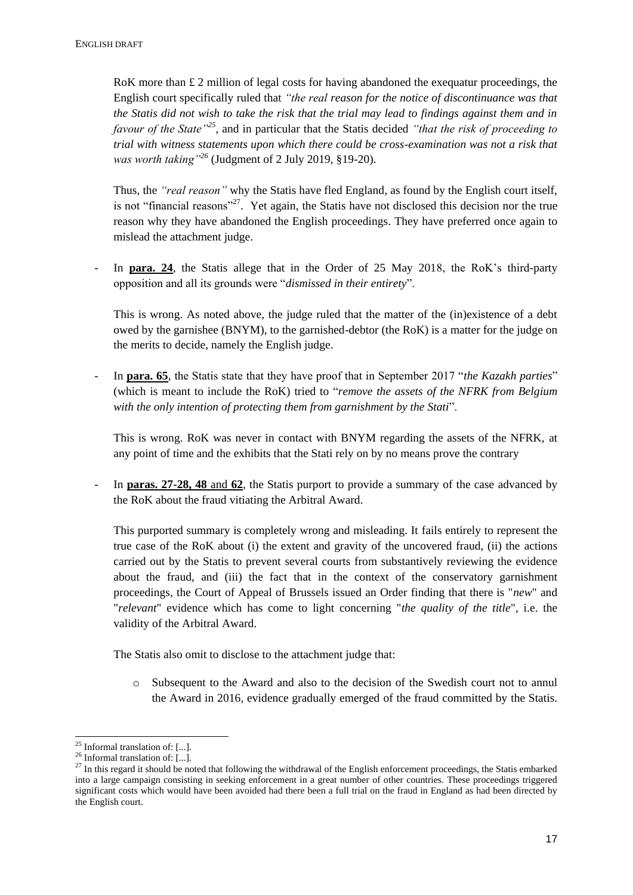RoK more than £ 2 million of legal costs for having abandoned the exequatur proceedings, the English court specifically ruled that *"the real reason for the notice of discontinuance was that the Statis did not wish to take the risk that the trial may lead to findings against them and in favour of the State"*[25], and in particular that the Statis decided *"that the risk of proceeding to trial with witness statements upon which there could be cross-examination was not a risk that was worth taking"*[26] (Judgment of 2 July 2019, §19-20).

Thus, the *"real reason"* why the Statis have fled England, as found by the English court itself, is not "financial reasons"[27]. Yet again, the Statis have not disclosed this decision nor the true reason why they have abandoned the English proceedings. They have preferred once again to mislead the attachment judge.

- In **para. 24**, the Statis allege that in the Order of 25 May 2018, the RoK's third-party opposition and all its grounds were "*dismissed in their entirety*".

  This is wrong. As noted above, the judge ruled that the matter of the (in)existence of a debt owed by the garnishee (BNYM), to the garnished-debtor (the RoK) is a matter for the judge on the merits to decide, namely the English judge.

- In **para. 65**, the Statis state that they have proof that in September 2017 "*the Kazakh parties*" (which is meant to include the RoK) tried to "*remove the assets of the NFRK from Belgium with the only intention of protecting them from garnishment by the Stati*".

  This is wrong. RoK was never in contact with BNYM regarding the assets of the NFRK, at any point of time and the exhibits that the Stati rely on by no means prove the contrary

- In **paras. 27-28, 48** and **62**, the Statis purport to provide a summary of the case advanced by the RoK about the fraud vitiating the Arbitral Award.

  This purported summary is completely wrong and misleading. It fails entirely to represent the true case of the RoK about (i) the extent and gravity of the uncovered fraud, (ii) the actions carried out by the Statis to prevent several courts from substantively reviewing the evidence about the fraud, and (iii) the fact that in the context of the conservatory garnishment proceedings, the Court of Appeal of Brussels issued an Order finding that there is "*new*" and "*relevant*" evidence which has come to light concerning "*the quality of the title*", i.e. the validity of the Arbitral Award.

  The Statis also omit to disclose to the attachment judge that:

  - Subsequent to the Award and also to the decision of the Swedish court not to annul the Award in 2016, evidence gradually emerged of the fraud committed by the Statis.

---

[25] Informal translation of: [...].

[26] Informal translation of: [...].

[27] In this regard it should be noted that following the withdrawal of the English enforcement proceedings, the Statis embarked into a large campaign consisting in seeking enforcement in a great number of other countries. These proceedings triggered significant costs which would have been avoided had there been a full trial on the fraud in England as had been directed by the English court.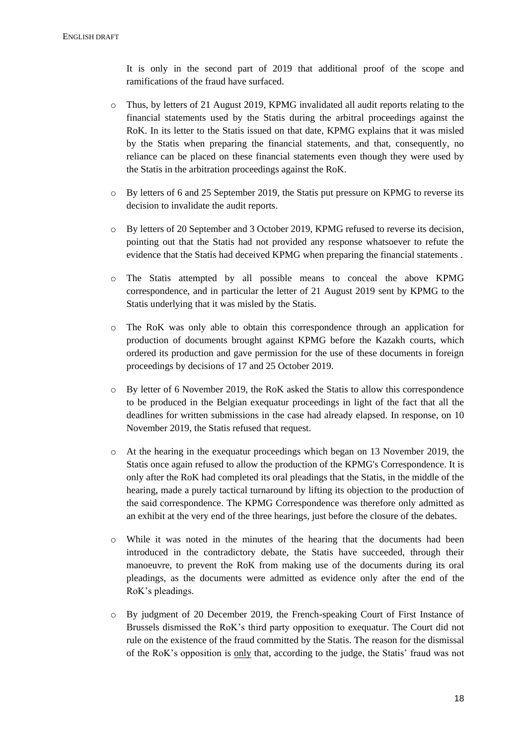It is only in the second part of 2019 that additional proof of the scope and ramifications of the fraud have surfaced.

- Thus, by letters of 21 August 2019, KPMG invalidated all audit reports relating to the financial statements used by the Statis during the arbitral proceedings against the RoK. In its letter to the Statis issued on that date, KPMG explains that it was misled by the Statis when preparing the financial statements, and that, consequently, no reliance can be placed on these financial statements even though they were used by the Statis in the arbitration proceedings against the RoK.
- By letters of 6 and 25 September 2019, the Statis put pressure on KPMG to reverse its decision to invalidate the audit reports.
- By letters of 20 September and 3 October 2019, KPMG refused to reverse its decision, pointing out that the Statis had not provided any response whatsoever to refute the evidence that the Statis had deceived KPMG when preparing the financial statements .
- The Statis attempted by all possible means to conceal the above KPMG correspondence, and in particular the letter of 21 August 2019 sent by KPMG to the Statis underlying that it was misled by the Statis.
- The RoK was only able to obtain this correspondence through an application for production of documents brought against KPMG before the Kazakh courts, which ordered its production and gave permission for the use of these documents in foreign proceedings by decisions of 17 and 25 October 2019.
- By letter of 6 November 2019, the RoK asked the Statis to allow this correspondence to be produced in the Belgian exequatur proceedings in light of the fact that all the deadlines for written submissions in the case had already elapsed. In response, on 10 November 2019, the Statis refused that request.
- At the hearing in the exequatur proceedings which began on 13 November 2019, the Statis once again refused to allow the production of the KPMG's Correspondence. It is only after the RoK had completed its oral pleadings that the Statis, in the middle of the hearing, made a purely tactical turnaround by lifting its objection to the production of the said correspondence. The KPMG Correspondence was therefore only admitted as an exhibit at the very end of the three hearings, just before the closure of the debates.
- While it was noted in the minutes of the hearing that the documents had been introduced in the contradictory debate, the Statis have succeeded, through their manoeuvre, to prevent the RoK from making use of the documents during its oral pleadings, as the documents were admitted as evidence only after the end of the RoK's pleadings.
- By judgment of 20 December 2019, the French-speaking Court of First Instance of Brussels dismissed the RoK's third party opposition to exequatur. The Court did not rule on the existence of the fraud committed by the Statis. The reason for the dismissal of the RoK's opposition is <u>only</u> that, according to the judge, the Statis' fraud was not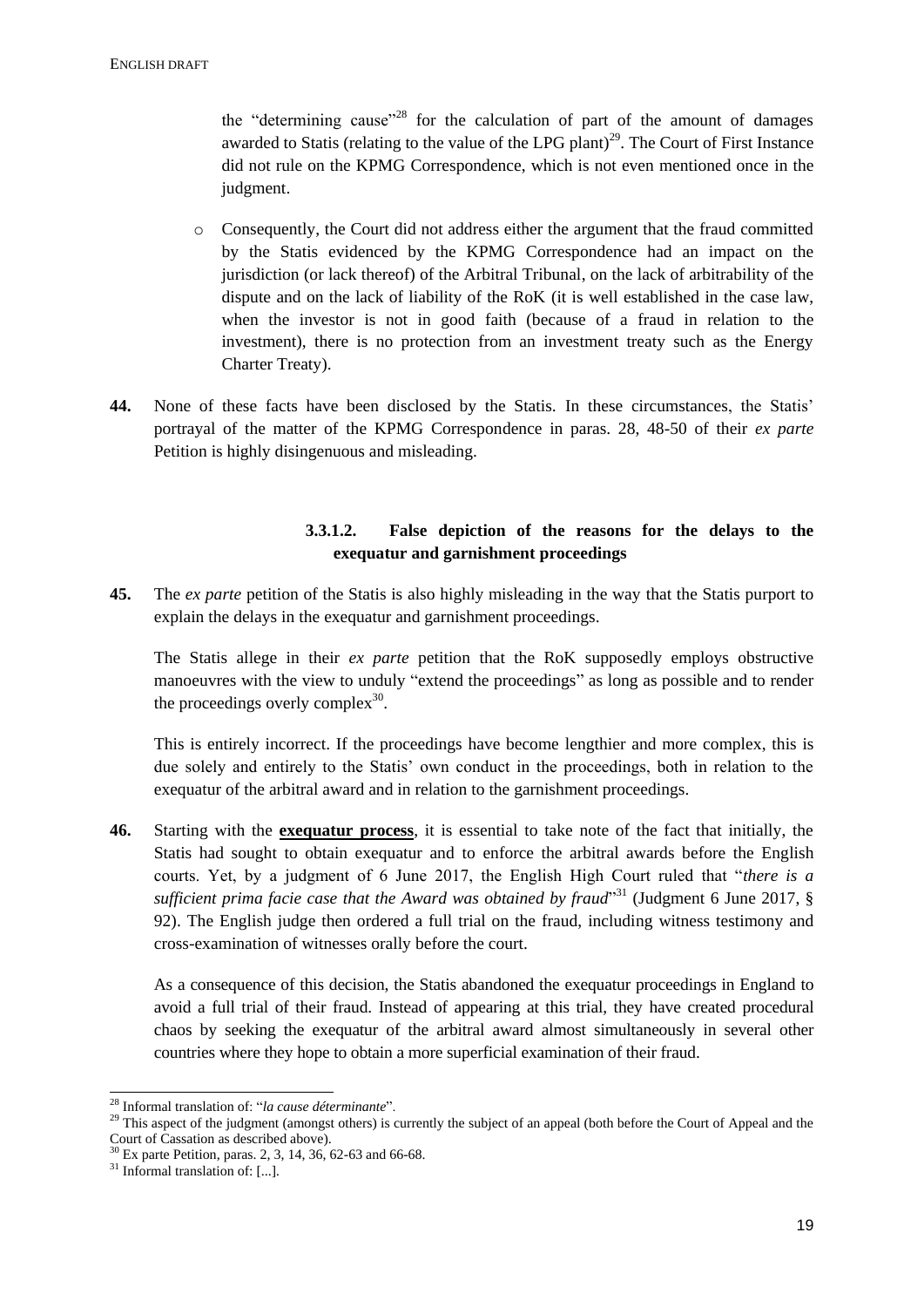the "determining cause"[28] for the calculation of part of the amount of damages awarded to Statis (relating to the value of the LPG plant)[29]. The Court of First Instance did not rule on the KPMG Correspondence, which is not even mentioned once in the judgment.

- Consequently, the Court did not address either the argument that the fraud committed by the Statis evidenced by the KPMG Correspondence had an impact on the jurisdiction (or lack thereof) of the Arbitral Tribunal, on the lack of arbitrability of the dispute and on the lack of liability of the RoK (it is well established in the case law, when the investor is not in good faith (because of a fraud in relation to the investment), there is no protection from an investment treaty such as the Energy Charter Treaty).

**44.** None of these facts have been disclosed by the Statis. In these circumstances, the Statis' portrayal of the matter of the KPMG Correspondence in paras. 28, 48-50 of their *ex parte* Petition is highly disingenuous and misleading.

#### 3.3.1.2. False depiction of the reasons for the delays to the exequatur and garnishment proceedings

**45.** The *ex parte* petition of the Statis is also highly misleading in the way that the Statis purport to explain the delays in the exequatur and garnishment proceedings.

The Statis allege in their *ex parte* petition that the RoK supposedly employs obstructive manoeuvres with the view to unduly "extend the proceedings" as long as possible and to render the proceedings overly complex[30].

This is entirely incorrect. If the proceedings have become lengthier and more complex, this is due solely and entirely to the Statis' own conduct in the proceedings, both in relation to the exequatur of the arbitral award and in relation to the garnishment proceedings.

**46.** Starting with the **exequatur process**, it is essential to take note of the fact that initially, the Statis had sought to obtain exequatur and to enforce the arbitral awards before the English courts. Yet, by a judgment of 6 June 2017, the English High Court ruled that "*there is a sufficient prima facie case that the Award was obtained by fraud*"[31] (Judgment 6 June 2017, § 92). The English judge then ordered a full trial on the fraud, including witness testimony and cross-examination of witnesses orally before the court.

As a consequence of this decision, the Statis abandoned the exequatur proceedings in England to avoid a full trial of their fraud. Instead of appearing at this trial, they have created procedural chaos by seeking the exequatur of the arbitral award almost simultaneously in several other countries where they hope to obtain a more superficial examination of their fraud.

---

[28] Informal translation of: "*la cause déterminante*".

[29] This aspect of the judgment (amongst others) is currently the subject of an appeal (both before the Court of Appeal and the Court of Cassation as described above).

[30] Ex parte Petition, paras. 2, 3, 14, 36, 62-63 and 66-68.

[31] Informal translation of: [...].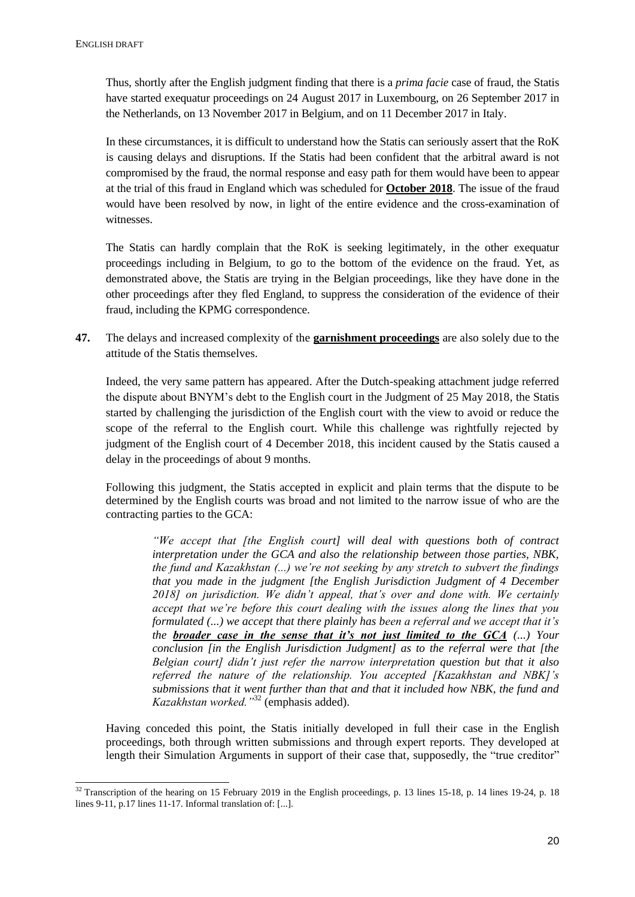Thus, shortly after the English judgment finding that there is a *prima facie* case of fraud, the Statis have started exequatur proceedings on 24 August 2017 in Luxembourg, on 26 September 2017 in the Netherlands, on 13 November 2017 in Belgium, and on 11 December 2017 in Italy.

In these circumstances, it is difficult to understand how the Statis can seriously assert that the RoK is causing delays and disruptions. If the Statis had been confident that the arbitral award is not compromised by the fraud, the normal response and easy path for them would have been to appear at the trial of this fraud in England which was scheduled for **October 2018**. The issue of the fraud would have been resolved by now, in light of the entire evidence and the cross-examination of witnesses.

The Statis can hardly complain that the RoK is seeking legitimately, in the other exequatur proceedings including in Belgium, to go to the bottom of the evidence on the fraud. Yet, as demonstrated above, the Statis are trying in the Belgian proceedings, like they have done in the other proceedings after they fled England, to suppress the consideration of the evidence of their fraud, including the KPMG correspondence.

**47.** The delays and increased complexity of the **garnishment proceedings** are also solely due to the attitude of the Statis themselves.

Indeed, the very same pattern has appeared. After the Dutch-speaking attachment judge referred the dispute about BNYM's debt to the English court in the Judgment of 25 May 2018, the Statis started by challenging the jurisdiction of the English court with the view to avoid or reduce the scope of the referral to the English court. While this challenge was rightfully rejected by judgment of the English court of 4 December 2018, this incident caused by the Statis caused a delay in the proceedings of about 9 months.

Following this judgment, the Statis accepted in explicit and plain terms that the dispute to be determined by the English courts was broad and not limited to the narrow issue of who are the contracting parties to the GCA:

> *"We accept that [the English court] will deal with questions both of contract interpretation under the GCA and also the relationship between those parties, NBK, the fund and Kazakhstan (...) we're not seeking by any stretch to subvert the findings that you made in the judgment [the English Jurisdiction Judgment of 4 December 2018] on jurisdiction. We didn't appeal, that's over and done with. We certainly accept that we're before this court dealing with the issues along the lines that you formulated (...) we accept that there plainly has been a referral and we accept that it's the* ***broader case in the sense that it's not just limited to the GCA*** *(...) Your conclusion [in the English Jurisdiction Judgment] as to the referral were that [the Belgian court] didn't just refer the narrow interpretation question but that it also referred the nature of the relationship. You accepted [Kazakhstan and NBK]'s submissions that it went further than that and that it included how NBK, the fund and Kazakhstan worked."*[32] (emphasis added).

Having conceded this point, the Statis initially developed in full their case in the English proceedings, both through written submissions and through expert reports. They developed at length their Simulation Arguments in support of their case that, supposedly, the "true creditor"

---

[32] Transcription of the hearing on 15 February 2019 in the English proceedings, p. 13 lines 15-18, p. 14 lines 19-24, p. 18 lines 9-11, p.17 lines 11-17. Informal translation of: [...].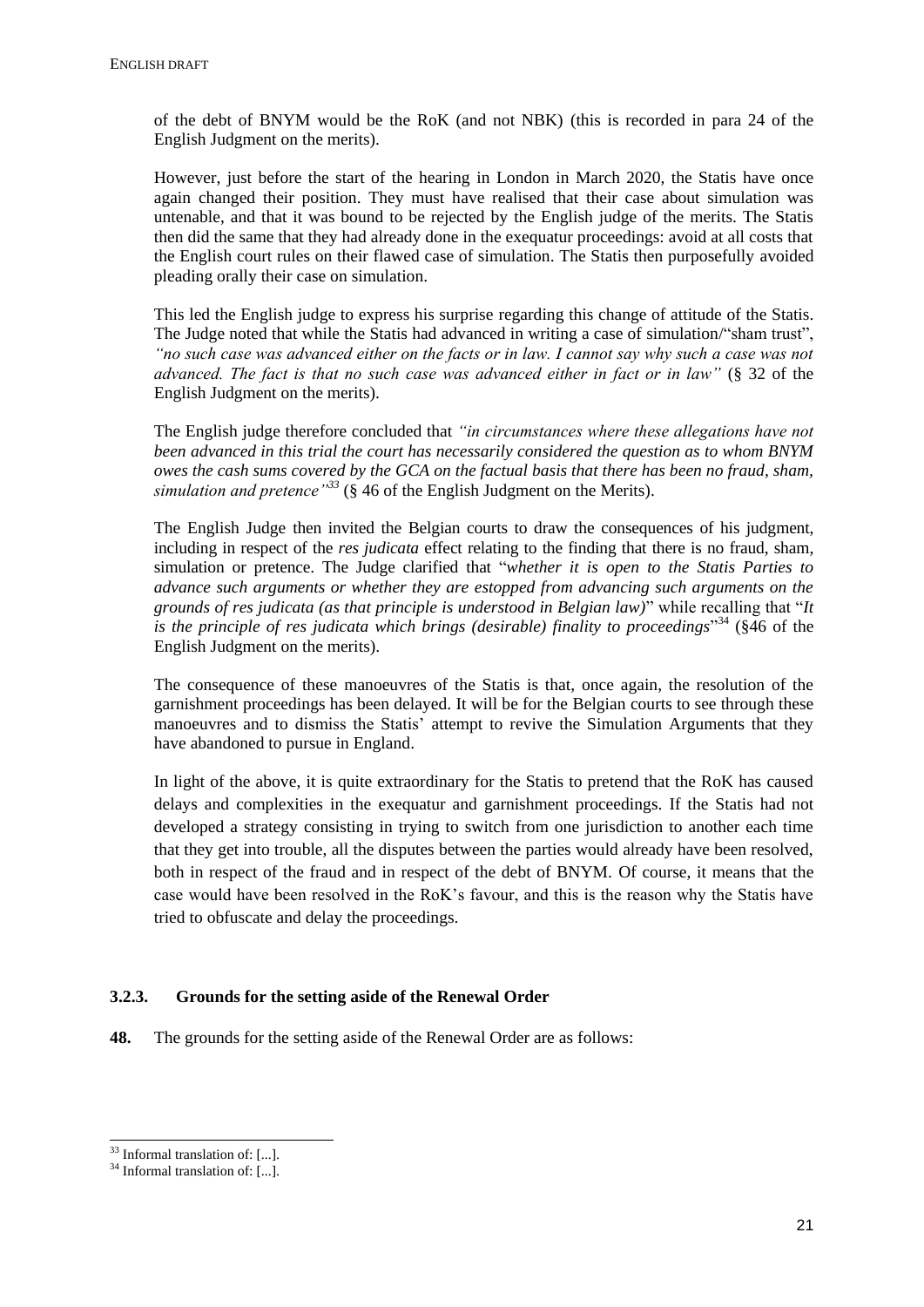of the debt of BNYM would be the RoK (and not NBK) (this is recorded in para 24 of the English Judgment on the merits).

However, just before the start of the hearing in London in March 2020, the Statis have once again changed their position. They must have realised that their case about simulation was untenable, and that it was bound to be rejected by the English judge of the merits. The Statis then did the same that they had already done in the exequatur proceedings: avoid at all costs that the English court rules on their flawed case of simulation. The Statis then purposefully avoided pleading orally their case on simulation.

This led the English judge to express his surprise regarding this change of attitude of the Statis. The Judge noted that while the Statis had advanced in writing a case of simulation/"sham trust", *"no such case was advanced either on the facts or in law. I cannot say why such a case was not advanced. The fact is that no such case was advanced either in fact or in law"* (§ 32 of the English Judgment on the merits).

The English judge therefore concluded that *"in circumstances where these allegations have not been advanced in this trial the court has necessarily considered the question as to whom BNYM owes the cash sums covered by the GCA on the factual basis that there has been no fraud, sham, simulation and pretence"*[33] (§ 46 of the English Judgment on the Merits).

The English Judge then invited the Belgian courts to draw the consequences of his judgment, including in respect of the *res judicata* effect relating to the finding that there is no fraud, sham, simulation or pretence. The Judge clarified that "*whether it is open to the Statis Parties to advance such arguments or whether they are estopped from advancing such arguments on the grounds of res judicata (as that principle is understood in Belgian law)*" while recalling that "*It is the principle of res judicata which brings (desirable) finality to proceedings*"[34] (§46 of the English Judgment on the merits).

The consequence of these manoeuvres of the Statis is that, once again, the resolution of the garnishment proceedings has been delayed. It will be for the Belgian courts to see through these manoeuvres and to dismiss the Statis' attempt to revive the Simulation Arguments that they have abandoned to pursue in England.

In light of the above, it is quite extraordinary for the Statis to pretend that the RoK has caused delays and complexities in the exequatur and garnishment proceedings. If the Statis had not developed a strategy consisting in trying to switch from one jurisdiction to another each time that they get into trouble, all the disputes between the parties would already have been resolved, both in respect of the fraud and in respect of the debt of BNYM. Of course, it means that the case would have been resolved in the RoK's favour, and this is the reason why the Statis have tried to obfuscate and delay the proceedings.

### 3.2.3. Grounds for the setting aside of the Renewal Order

**48.** The grounds for the setting aside of the Renewal Order are as follows:

---

[33] Informal translation of: [...].

[34] Informal translation of: [...].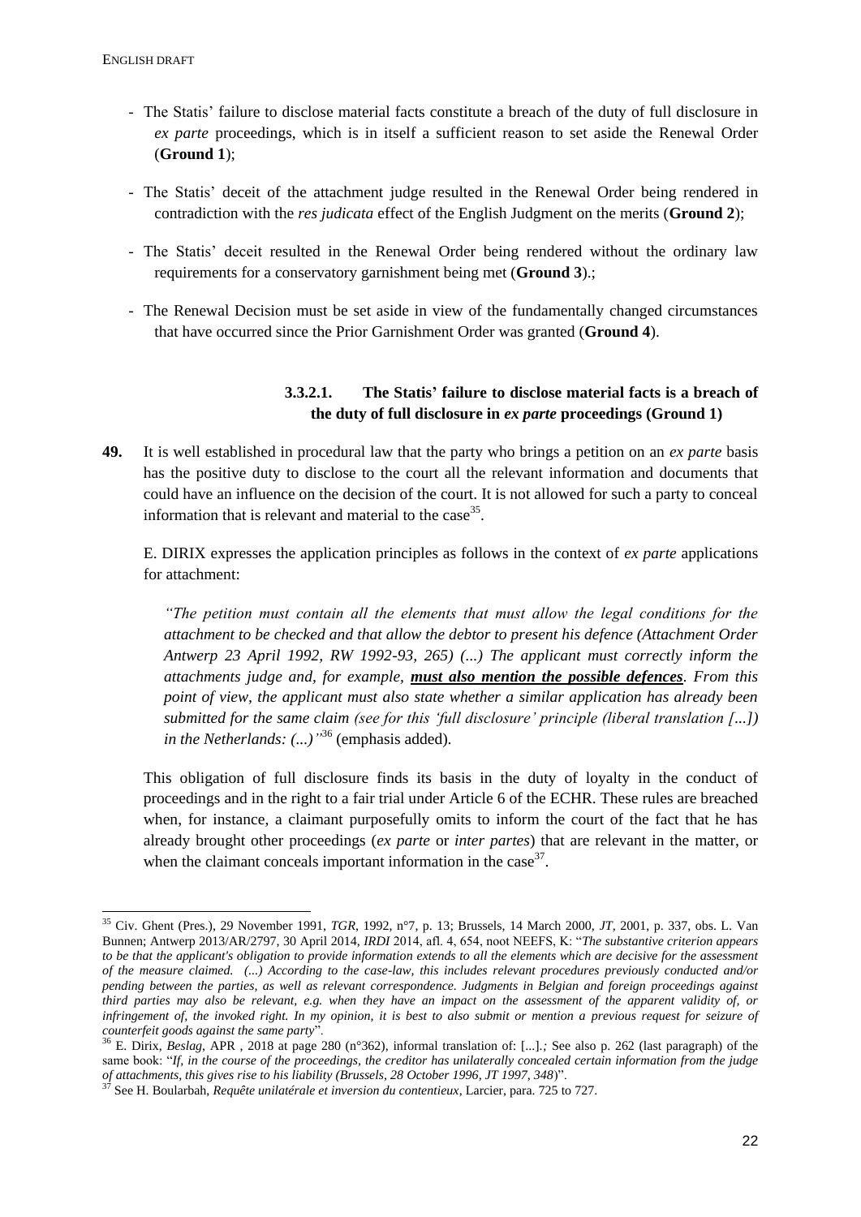- The Statis' failure to disclose material facts constitute a breach of the duty of full disclosure in *ex parte* proceedings, which is in itself a sufficient reason to set aside the Renewal Order (**Ground 1**);

- The Statis' deceit of the attachment judge resulted in the Renewal Order being rendered in contradiction with the *res judicata* effect of the English Judgment on the merits (**Ground 2**);

- The Statis' deceit resulted in the Renewal Order being rendered without the ordinary law requirements for a conservatory garnishment being met (**Ground 3**).;

- The Renewal Decision must be set aside in view of the fundamentally changed circumstances that have occurred since the Prior Garnishment Order was granted (**Ground 4**).

#### 3.3.2.1. The Statis' failure to disclose material facts is a breach of the duty of full disclosure in *ex parte* proceedings (Ground 1)

**49.** It is well established in procedural law that the party who brings a petition on an *ex parte* basis has the positive duty to disclose to the court all the relevant information and documents that could have an influence on the decision of the court. It is not allowed for such a party to conceal information that is relevant and material to the case[35].

E. DIRIX expresses the application principles as follows in the context of *ex parte* applications for attachment:

*"The petition must contain all the elements that must allow the legal conditions for the attachment to be checked and that allow the debtor to present his defence (Attachment Order Antwerp 23 April 1992, RW 1992-93, 265) (...) The applicant must correctly inform the attachments judge and, for example,* ***must also mention the possible defences****. From this point of view, the applicant must also state whether a similar application has already been submitted for the same claim (see for this 'full disclosure' principle (liberal translation [...]) in the Netherlands: (...)"*[36] (emphasis added).

This obligation of full disclosure finds its basis in the duty of loyalty in the conduct of proceedings and in the right to a fair trial under Article 6 of the ECHR. These rules are breached when, for instance, a claimant purposefully omits to inform the court of the fact that he has already brought other proceedings (*ex parte* or *inter partes*) that are relevant in the matter, or when the claimant conceals important information in the case[37].

---

[35] Civ. Ghent (Pres.), 29 November 1991, *TGR*, 1992, n°7, p. 13; Brussels, 14 March 2000, *JT*, 2001, p. 337, obs. L. Van Bunnen; Antwerp 2013/AR/2797, 30 April 2014, *IRDI* 2014, afl. 4, 654, noot NEEFS, K: "*The substantive criterion appears to be that the applicant's obligation to provide information extends to all the elements which are decisive for the assessment of the measure claimed. (...) According to the case-law, this includes relevant procedures previously conducted and/or pending between the parties, as well as relevant correspondence. Judgments in Belgian and foreign proceedings against third parties may also be relevant, e.g. when they have an impact on the assessment of the apparent validity of, or infringement of, the invoked right. In my opinion, it is best to also submit or mention a previous request for seizure of counterfeit goods against the same party*".

[36] E. Dirix, *Beslag*, APR , 2018 at page 280 (n°362), informal translation of: [...].*;* See also p. 262 (last paragraph) of the same book: "*If, in the course of the proceedings, the creditor has unilaterally concealed certain information from the judge of attachments, this gives rise to his liability (Brussels, 28 October 1996, JT 1997, 348)*".

[37] See H. Boularbah, *Requête unilatérale et inversion du contentieux*, Larcier, para. 725 to 727.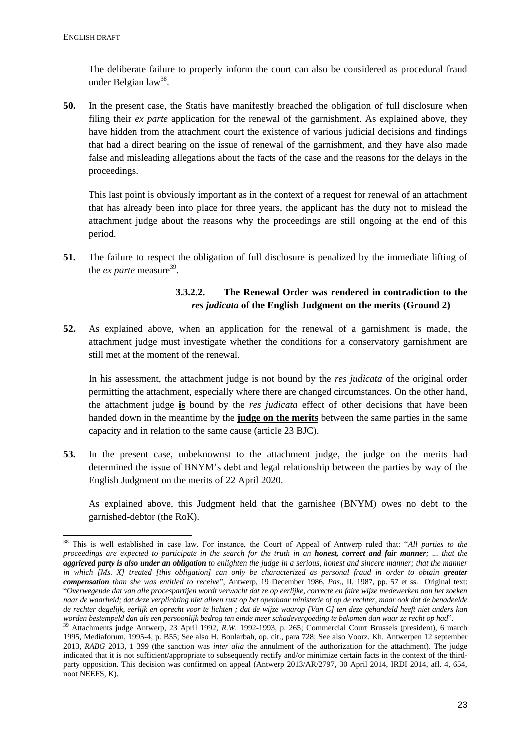The deliberate failure to properly inform the court can also be considered as procedural fraud under Belgian law[38].

**50.** In the present case, the Statis have manifestly breached the obligation of full disclosure when filing their *ex parte* application for the renewal of the garnishment. As explained above, they have hidden from the attachment court the existence of various judicial decisions and findings that had a direct bearing on the issue of renewal of the garnishment, and they have also made false and misleading allegations about the facts of the case and the reasons for the delays in the proceedings.

This last point is obviously important as in the context of a request for renewal of an attachment that has already been into place for three years, the applicant has the duty not to mislead the attachment judge about the reasons why the proceedings are still ongoing at the end of this period.

**51.** The failure to respect the obligation of full disclosure is penalized by the immediate lifting of the *ex parte* measure[39].

#### 3.3.2.2. The Renewal Order was rendered in contradiction to the *res judicata* of the English Judgment on the merits (Ground 2)

**52.** As explained above, when an application for the renewal of a garnishment is made, the attachment judge must investigate whether the conditions for a conservatory garnishment are still met at the moment of the renewal.

In his assessment, the attachment judge is not bound by the *res judicata* of the original order permitting the attachment, especially where there are changed circumstances. On the other hand, the attachment judge **is** bound by the *res judicata* effect of other decisions that have been handed down in the meantime by the **judge on the merits** between the same parties in the same capacity and in relation to the same cause (article 23 BJC).

**53.** In the present case, unbeknownst to the attachment judge, the judge on the merits had determined the issue of BNYM's debt and legal relationship between the parties by way of the English Judgment on the merits of 22 April 2020.

As explained above, this Judgment held that the garnishee (BNYM) owes no debt to the garnished-debtor (the RoK).

---

[38] This is well established in case law. For instance, the Court of Appeal of Antwerp ruled that: "*All parties to the proceedings are expected to participate in the search for the truth in an **honest, correct and fair manner**; ... that the **aggrieved party is also under an obligation** to enlighten the judge in a serious, honest and sincere manner; that the manner in which [Ms. X] treated [this obligation] can only be characterized as personal fraud in order to obtain **greater compensation** than she was entitled to receive*", Antwerp, 19 December 1986, *Pas.*, II, 1987, pp. 57 et ss. Original text: "*Overwegende dat van alle procespartijen wordt verwacht dat ze op eerlijke, correcte en faire wijze medewerken aan het zoeken naar de waarheid; dat deze verplichting niet alleen rust op het openbaar ministerie of op de rechter, maar ook dat de benadeelde de rechter degelijk, eerlijk en oprecht voor te lichten ; dat de wijze waarop [Van C] ten deze gehandeld heeft niet anders kan worden bestempeld dan als een persoonlijk bedrog ten einde meer schadevergoeding te bekomen dan waar ze recht op had*".

[39] Attachments judge Antwerp, 23 April 1992, *R.W.* 1992-1993, p. 265; Commercial Court Brussels (president), 6 march 1995, Mediaforum, 1995-4, p. B55; See also H. Boularbah, op. cit., para 728; See also Voorz. Kh. Antwerpen 12 september 2013, *RABG* 2013, 1 399 (the sanction was *inter alia* the annulment of the authorization for the attachment). The judge indicated that it is not sufficient/appropriate to subsequently rectify and/or minimize certain facts in the context of the third-party opposition. This decision was confirmed on appeal (Antwerp 2013/AR/2797, 30 April 2014, IRDI 2014, afl. 4, 654, noot NEEFS, K).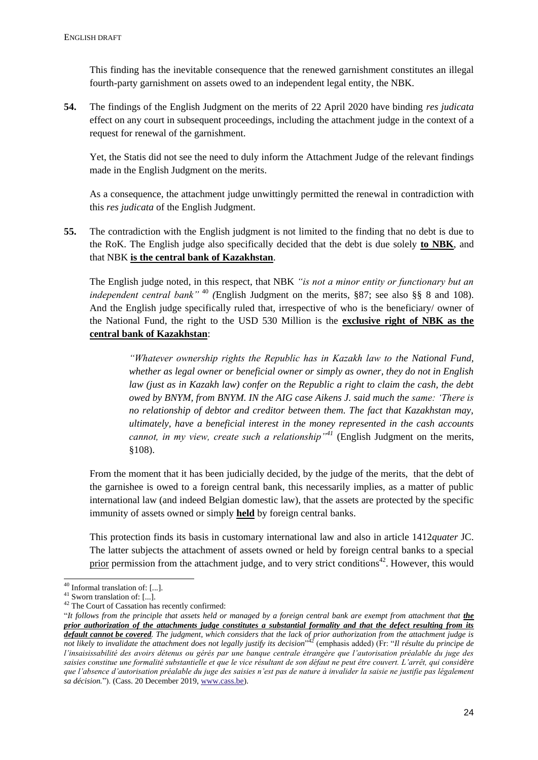This finding has the inevitable consequence that the renewed garnishment constitutes an illegal fourth-party garnishment on assets owed to an independent legal entity, the NBK.

**54.** The findings of the English Judgment on the merits of 22 April 2020 have binding *res judicata* effect on any court in subsequent proceedings, including the attachment judge in the context of a request for renewal of the garnishment.

Yet, the Statis did not see the need to duly inform the Attachment Judge of the relevant findings made in the English Judgment on the merits.

As a consequence, the attachment judge unwittingly permitted the renewal in contradiction with this *res judicata* of the English Judgment.

**55.** The contradiction with the English judgment is not limited to the finding that no debt is due to the RoK. The English judge also specifically decided that the debt is due solely **to NBK**, and that NBK **is the central bank of Kazakhstan**.

The English judge noted, in this respect, that NBK *"is not a minor entity or functionary but an independent central bank"* [40] (English Judgment on the merits, §87; see also §§ 8 and 108). And the English judge specifically ruled that, irrespective of who is the beneficiary/ owner of the National Fund, the right to the USD 530 Million is the **exclusive right of NBK as the central bank of Kazakhstan**:

> *"Whatever ownership rights the Republic has in Kazakh law to the National Fund, whether as legal owner or beneficial owner or simply as owner, they do not in English law (just as in Kazakh law) confer on the Republic a right to claim the cash, the debt owed by BNYM, from BNYM. IN the AIG case Aikens J. said much the same: 'There is no relationship of debtor and creditor between them. The fact that Kazakhstan may, ultimately, have a beneficial interest in the money represented in the cash accounts cannot, in my view, create such a relationship"*[41] (English Judgment on the merits, §108).

From the moment that it has been judicially decided, by the judge of the merits, that the debt of the garnishee is owed to a foreign central bank, this necessarily implies, as a matter of public international law (and indeed Belgian domestic law), that the assets are protected by the specific immunity of assets owned or simply **held** by foreign central banks.

This protection finds its basis in customary international law and also in article 1412*quater* JC. The latter subjects the attachment of assets owned or held by foreign central banks to a special prior permission from the attachment judge, and to very strict conditions[42]. However, this would

---

[40] Informal translation of: [...].

[41] Sworn translation of: [...].

[42] The Court of Cassation has recently confirmed:

"*It follows from the principle that assets held or managed by a foreign central bank are exempt from attachment that **the prior authorization of the attachments judge constitutes a substantial formality and that the defect resulting from its default cannot be covered**. The judgment, which considers that the lack of prior authorization from the attachment judge is not likely to invalidate the attachment does not legally justify its decision*"[42] (emphasis added) (Fr: "*Il résulte du principe de l'insaisissabilité des avoirs détenus ou gérés par une banque centrale étrangère que l'autorisation préalable du juge des saisies constitue une formalité substantielle et que le vice résultant de son défaut ne peut être couvert. L'arrêt, qui considère que l'absence d'autorisation préalable du juge des saisies n'est pas de nature à invalider la saisie ne justifie pas légalement sa décision.*"). (Cass. 20 December 2019, www.cass.be).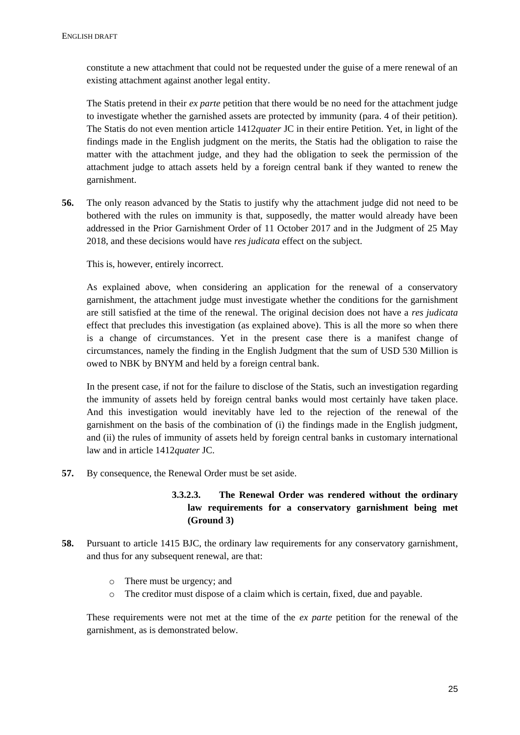constitute a new attachment that could not be requested under the guise of a mere renewal of an existing attachment against another legal entity.

The Statis pretend in their *ex parte* petition that there would be no need for the attachment judge to investigate whether the garnished assets are protected by immunity (para. 4 of their petition). The Statis do not even mention article 1412*quater* JC in their entire Petition. Yet, in light of the findings made in the English judgment on the merits, the Statis had the obligation to raise the matter with the attachment judge, and they had the obligation to seek the permission of the attachment judge to attach assets held by a foreign central bank if they wanted to renew the garnishment.

**56.** The only reason advanced by the Statis to justify why the attachment judge did not need to be bothered with the rules on immunity is that, supposedly, the matter would already have been addressed in the Prior Garnishment Order of 11 October 2017 and in the Judgment of 25 May 2018, and these decisions would have *res judicata* effect on the subject.

This is, however, entirely incorrect.

As explained above, when considering an application for the renewal of a conservatory garnishment, the attachment judge must investigate whether the conditions for the garnishment are still satisfied at the time of the renewal. The original decision does not have a *res judicata* effect that precludes this investigation (as explained above). This is all the more so when there is a change of circumstances. Yet in the present case there is a manifest change of circumstances, namely the finding in the English Judgment that the sum of USD 530 Million is owed to NBK by BNYM and held by a foreign central bank.

In the present case, if not for the failure to disclose of the Statis, such an investigation regarding the immunity of assets held by foreign central banks would most certainly have taken place. And this investigation would inevitably have led to the rejection of the renewal of the garnishment on the basis of the combination of (i) the findings made in the English judgment, and (ii) the rules of immunity of assets held by foreign central banks in customary international law and in article 1412*quater* JC.

**57.** By consequence, the Renewal Order must be set aside.

#### 3.3.2.3. The Renewal Order was rendered without the ordinary law requirements for a conservatory garnishment being met (Ground 3)

**58.** Pursuant to article 1415 BJC, the ordinary law requirements for any conservatory garnishment, and thus for any subsequent renewal, are that:

- There must be urgency; and
- The creditor must dispose of a claim which is certain, fixed, due and payable.

These requirements were not met at the time of the *ex parte* petition for the renewal of the garnishment, as is demonstrated below.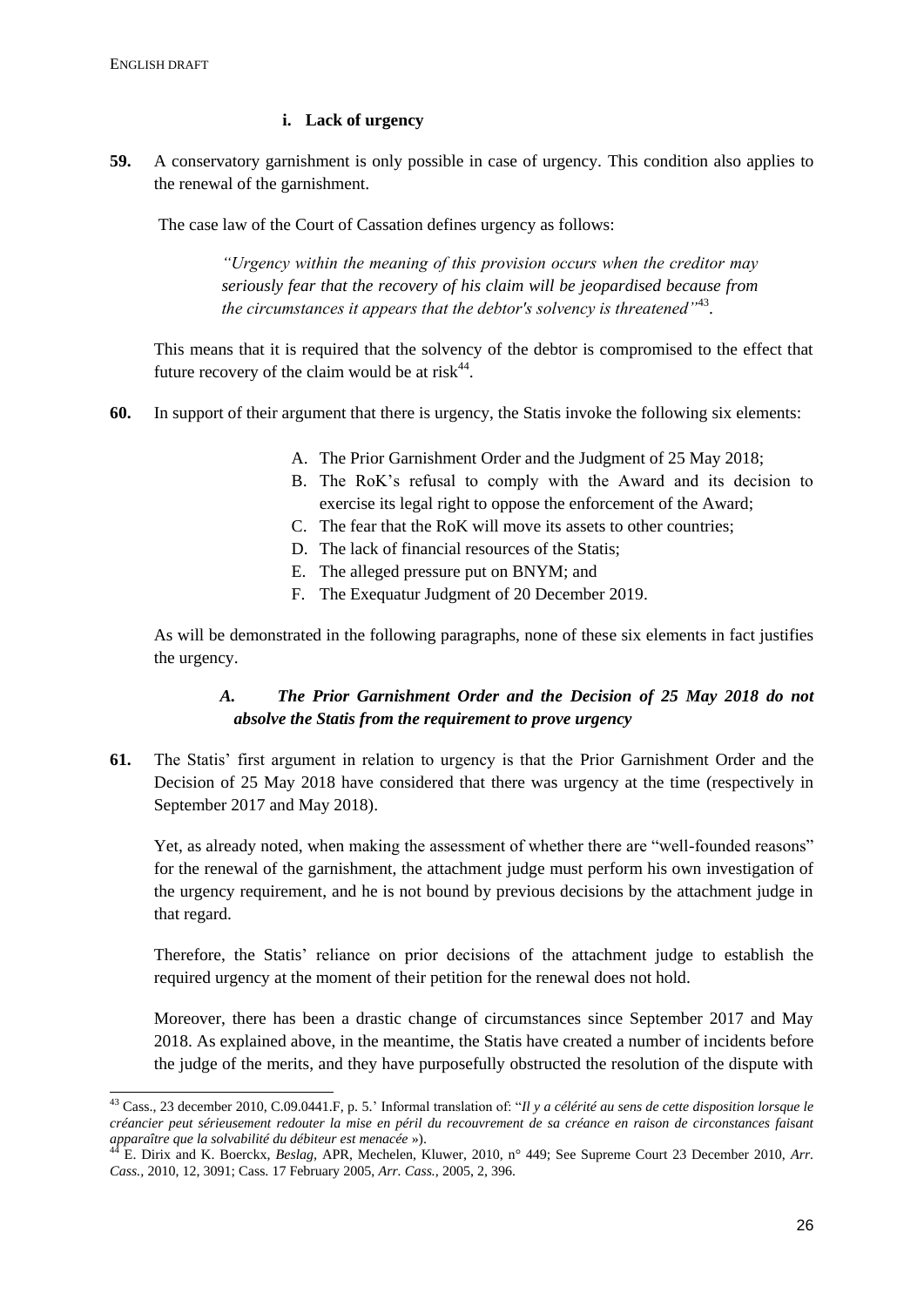#### i. Lack of urgency

**59.** A conservatory garnishment is only possible in case of urgency. This condition also applies to the renewal of the garnishment.

The case law of the Court of Cassation defines urgency as follows:

> *"Urgency within the meaning of this provision occurs when the creditor may seriously fear that the recovery of his claim will be jeopardised because from the circumstances it appears that the debtor's solvency is threatened"*[43].

This means that it is required that the solvency of the debtor is compromised to the effect that future recovery of the claim would be at risk[44].

**60.** In support of their argument that there is urgency, the Statis invoke the following six elements:

A. The Prior Garnishment Order and the Judgment of 25 May 2018;
B. The RoK's refusal to comply with the Award and its decision to exercise its legal right to oppose the enforcement of the Award;
C. The fear that the RoK will move its assets to other countries;
D. The lack of financial resources of the Statis;
E. The alleged pressure put on BNYM; and
F. The Exequatur Judgment of 20 December 2019.

As will be demonstrated in the following paragraphs, none of these six elements in fact justifies the urgency.

##### *A. The Prior Garnishment Order and the Decision of 25 May 2018 do not absolve the Statis from the requirement to prove urgency*

**61.** The Statis' first argument in relation to urgency is that the Prior Garnishment Order and the Decision of 25 May 2018 have considered that there was urgency at the time (respectively in September 2017 and May 2018).

Yet, as already noted, when making the assessment of whether there are "well-founded reasons" for the renewal of the garnishment, the attachment judge must perform his own investigation of the urgency requirement, and he is not bound by previous decisions by the attachment judge in that regard.

Therefore, the Statis' reliance on prior decisions of the attachment judge to establish the required urgency at the moment of their petition for the renewal does not hold.

Moreover, there has been a drastic change of circumstances since September 2017 and May 2018. As explained above, in the meantime, the Statis have created a number of incidents before the judge of the merits, and they have purposefully obstructed the resolution of the dispute with

---

[43] Cass., 23 december 2010, C.09.0441.F, p. 5.' Informal translation of: "*Il y a célérité au sens de cette disposition lorsque le créancier peut sérieusement redouter la mise en péril du recouvrement de sa créance en raison de circonstances faisant apparaître que la solvabilité du débiteur est menacée* »).

[44] E. Dirix and K. Boerckx, *Beslag*, APR, Mechelen, Kluwer, 2010, n° 449; See Supreme Court 23 December 2010, *Arr. Cass.*, 2010, 12, 3091; Cass. 17 February 2005, *Arr. Cass.*, 2005, 2, 396.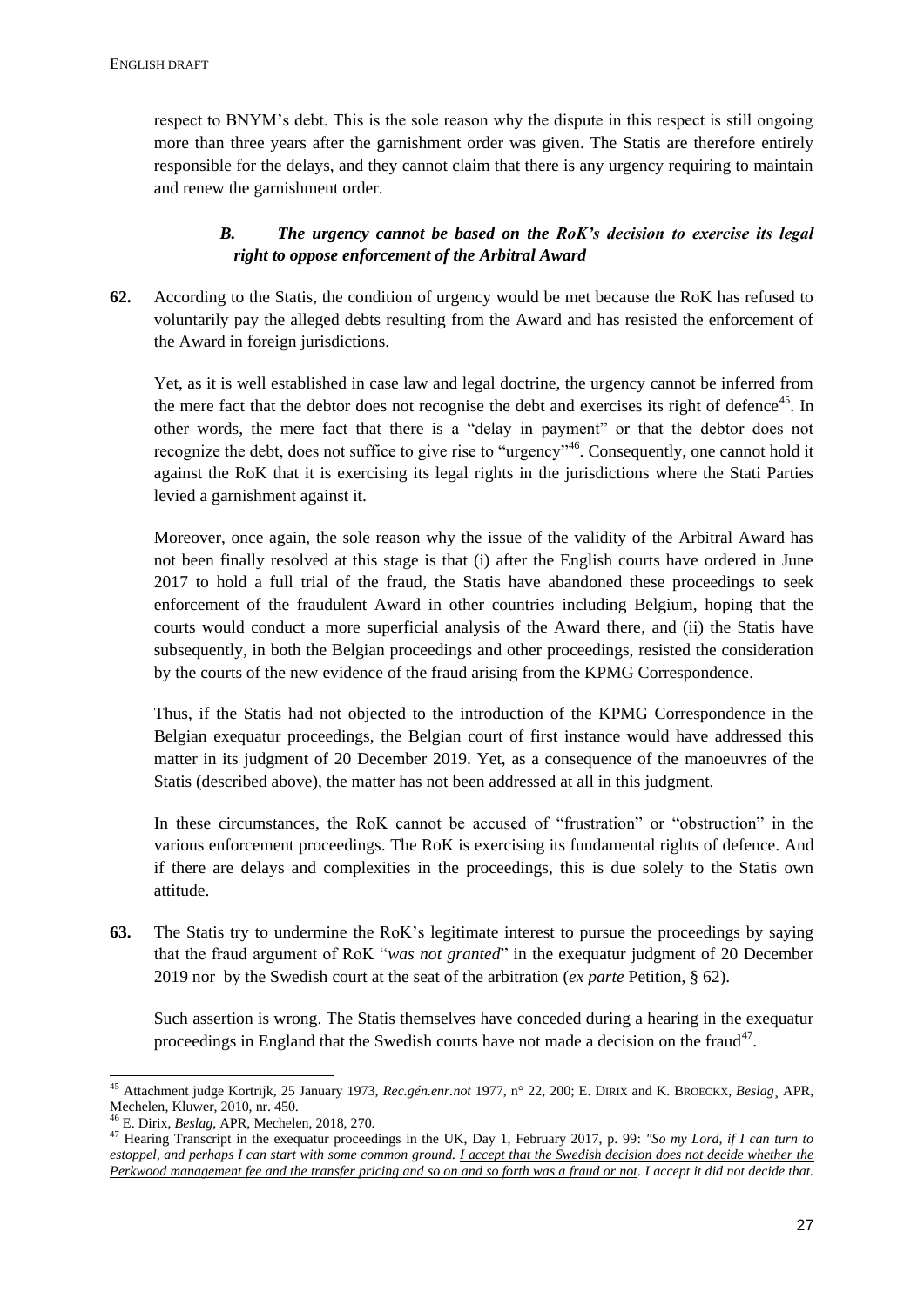respect to BNYM's debt. This is the sole reason why the dispute in this respect is still ongoing more than three years after the garnishment order was given. The Statis are therefore entirely responsible for the delays, and they cannot claim that there is any urgency requiring to maintain and renew the garnishment order.

### *B. The urgency cannot be based on the RoK's decision to exercise its legal right to oppose enforcement of the Arbitral Award*

**62.** According to the Statis, the condition of urgency would be met because the RoK has refused to voluntarily pay the alleged debts resulting from the Award and has resisted the enforcement of the Award in foreign jurisdictions.

Yet, as it is well established in case law and legal doctrine, the urgency cannot be inferred from the mere fact that the debtor does not recognise the debt and exercises its right of defence[45]. In other words, the mere fact that there is a "delay in payment" or that the debtor does not recognize the debt, does not suffice to give rise to "urgency"[46]. Consequently, one cannot hold it against the RoK that it is exercising its legal rights in the jurisdictions where the Stati Parties levied a garnishment against it.

Moreover, once again, the sole reason why the issue of the validity of the Arbitral Award has not been finally resolved at this stage is that (i) after the English courts have ordered in June 2017 to hold a full trial of the fraud, the Statis have abandoned these proceedings to seek enforcement of the fraudulent Award in other countries including Belgium, hoping that the courts would conduct a more superficial analysis of the Award there, and (ii) the Statis have subsequently, in both the Belgian proceedings and other proceedings, resisted the consideration by the courts of the new evidence of the fraud arising from the KPMG Correspondence.

Thus, if the Statis had not objected to the introduction of the KPMG Correspondence in the Belgian exequatur proceedings, the Belgian court of first instance would have addressed this matter in its judgment of 20 December 2019. Yet, as a consequence of the manoeuvres of the Statis (described above), the matter has not been addressed at all in this judgment.

In these circumstances, the RoK cannot be accused of "frustration" or "obstruction" in the various enforcement proceedings. The RoK is exercising its fundamental rights of defence. And if there are delays and complexities in the proceedings, this is due solely to the Statis own attitude.

**63.** The Statis try to undermine the RoK's legitimate interest to pursue the proceedings by saying that the fraud argument of RoK "*was not granted*" in the exequatur judgment of 20 December 2019 nor by the Swedish court at the seat of the arbitration (*ex parte* Petition, § 62).

Such assertion is wrong. The Statis themselves have conceded during a hearing in the exequatur proceedings in England that the Swedish courts have not made a decision on the fraud[47].

---

[45] Attachment judge Kortrijk, 25 January 1973, *Rec.gén.enr.not* 1977, n° 22, 200; E. DIRIX and K. BROECKX, *Beslag*¸ APR, Mechelen, Kluwer, 2010, nr. 450.

[46] E. Dirix, *Beslag*, APR, Mechelen, 2018, 270.

[47] Hearing Transcript in the exequatur proceedings in the UK, Day 1, February 2017, p. 99: *"So my Lord, if I can turn to estoppel, and perhaps I can start with some common ground. I accept that the Swedish decision does not decide whether the Perkwood management fee and the transfer pricing and so on and so forth was a fraud or not. I accept it did not decide that.*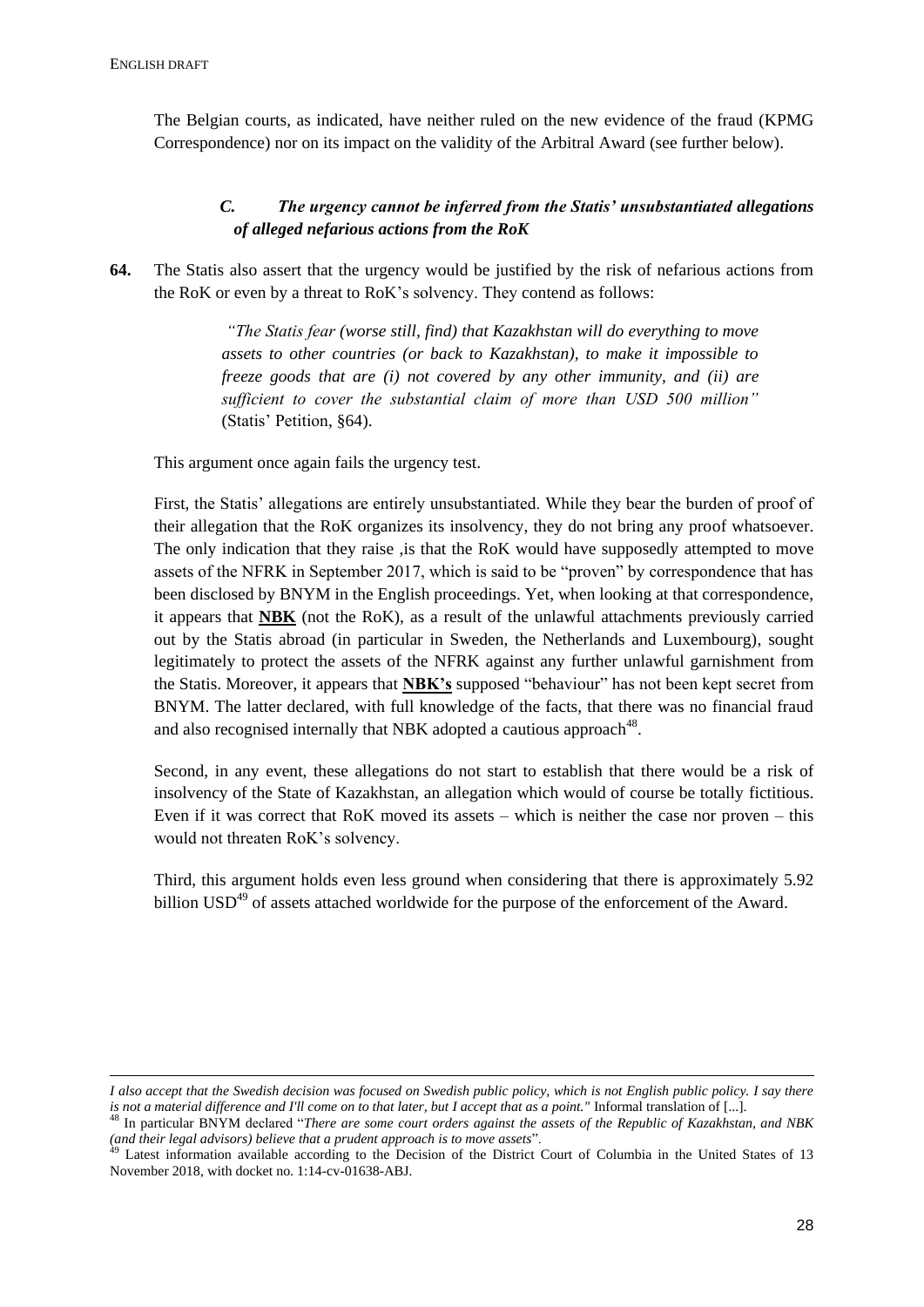The Belgian courts, as indicated, have neither ruled on the new evidence of the fraud (KPMG Correspondence) nor on its impact on the validity of the Arbitral Award (see further below).

### *C. The urgency cannot be inferred from the Statis' unsubstantiated allegations of alleged nefarious actions from the RoK*

**64.** The Statis also assert that the urgency would be justified by the risk of nefarious actions from the RoK or even by a threat to RoK's solvency. They contend as follows:

> *"The Statis fear (worse still, find) that Kazakhstan will do everything to move assets to other countries (or back to Kazakhstan), to make it impossible to freeze goods that are (i) not covered by any other immunity, and (ii) are sufficient to cover the substantial claim of more than USD 500 million"* (Statis' Petition, §64).

This argument once again fails the urgency test.

First, the Statis' allegations are entirely unsubstantiated. While they bear the burden of proof of their allegation that the RoK organizes its insolvency, they do not bring any proof whatsoever. The only indication that they raise ,is that the RoK would have supposedly attempted to move assets of the NFRK in September 2017, which is said to be "proven" by correspondence that has been disclosed by BNYM in the English proceedings. Yet, when looking at that correspondence, it appears that **NBK** (not the RoK), as a result of the unlawful attachments previously carried out by the Statis abroad (in particular in Sweden, the Netherlands and Luxembourg), sought legitimately to protect the assets of the NFRK against any further unlawful garnishment from the Statis. Moreover, it appears that **NBK's** supposed "behaviour" has not been kept secret from BNYM. The latter declared, with full knowledge of the facts, that there was no financial fraud and also recognised internally that NBK adopted a cautious approach[48].

Second, in any event, these allegations do not start to establish that there would be a risk of insolvency of the State of Kazakhstan, an allegation which would of course be totally fictitious. Even if it was correct that RoK moved its assets – which is neither the case nor proven – this would not threaten RoK's solvency.

Third, this argument holds even less ground when considering that there is approximately 5.92 billion USD[49] of assets attached worldwide for the purpose of the enforcement of the Award.

---

*I also accept that the Swedish decision was focused on Swedish public policy, which is not English public policy. I say there is not a material difference and I'll come on to that later, but I accept that as a point."* Informal translation of [...].

[48] In particular BNYM declared "*There are some court orders against the assets of the Republic of Kazakhstan, and NBK (and their legal advisors) believe that a prudent approach is to move assets*".

[49] Latest information available according to the Decision of the District Court of Columbia in the United States of 13 November 2018, with docket no. 1:14-cv-01638-ABJ.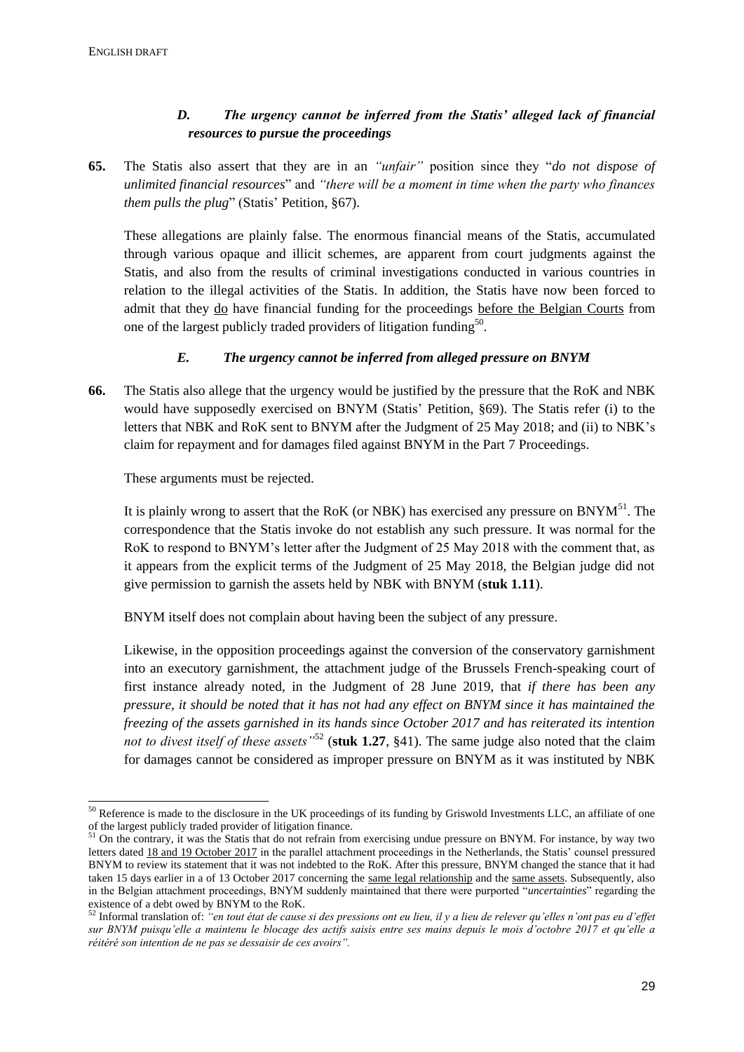### *D. The urgency cannot be inferred from the Statis' alleged lack of financial resources to pursue the proceedings*

**65.** The Statis also assert that they are in an *"unfair"* position since they "*do not dispose of unlimited financial resources*" and *"there will be a moment in time when the party who finances them pulls the plug*" (Statis' Petition, §67).

These allegations are plainly false. The enormous financial means of the Statis, accumulated through various opaque and illicit schemes, are apparent from court judgments against the Statis, and also from the results of criminal investigations conducted in various countries in relation to the illegal activities of the Statis. In addition, the Statis have now been forced to admit that they do have financial funding for the proceedings before the Belgian Courts from one of the largest publicly traded providers of litigation funding[50].

### *E. The urgency cannot be inferred from alleged pressure on BNYM*

**66.** The Statis also allege that the urgency would be justified by the pressure that the RoK and NBK would have supposedly exercised on BNYM (Statis' Petition, §69). The Statis refer (i) to the letters that NBK and RoK sent to BNYM after the Judgment of 25 May 2018; and (ii) to NBK's claim for repayment and for damages filed against BNYM in the Part 7 Proceedings.

These arguments must be rejected.

It is plainly wrong to assert that the RoK (or NBK) has exercised any pressure on BNYM[51]. The correspondence that the Statis invoke do not establish any such pressure. It was normal for the RoK to respond to BNYM's letter after the Judgment of 25 May 2018 with the comment that, as it appears from the explicit terms of the Judgment of 25 May 2018, the Belgian judge did not give permission to garnish the assets held by NBK with BNYM (**stuk 1.11**).

BNYM itself does not complain about having been the subject of any pressure.

Likewise, in the opposition proceedings against the conversion of the conservatory garnishment into an executory garnishment, the attachment judge of the Brussels French-speaking court of first instance already noted, in the Judgment of 28 June 2019, that *if there has been any pressure, it should be noted that it has not had any effect on BNYM since it has maintained the freezing of the assets garnished in its hands since October 2017 and has reiterated its intention not to divest itself of these assets"*[52] (**stuk 1.27**, §41). The same judge also noted that the claim for damages cannot be considered as improper pressure on BNYM as it was instituted by NBK

---

[50] Reference is made to the disclosure in the UK proceedings of its funding by Griswold Investments LLC, an affiliate of one of the largest publicly traded provider of litigation finance.

[51] On the contrary, it was the Statis that do not refrain from exercising undue pressure on BNYM. For instance, by way two letters dated 18 and 19 October 2017 in the parallel attachment proceedings in the Netherlands, the Statis' counsel pressured BNYM to review its statement that it was not indebted to the RoK. After this pressure, BNYM changed the stance that it had taken 15 days earlier in a of 13 October 2017 concerning the same legal relationship and the same assets. Subsequently, also in the Belgian attachment proceedings, BNYM suddenly maintained that there were purported "*uncertainties*" regarding the existence of a debt owed by BNYM to the RoK.

[52] Informal translation of: *"en tout état de cause si des pressions ont eu lieu, il y a lieu de relever qu'elles n'ont pas eu d'effet sur BNYM puisqu'elle a maintenu le blocage des actifs saisis entre ses mains depuis le mois d'octobre 2017 et qu'elle a réitéré son intention de ne pas se dessaisir de ces avoirs".*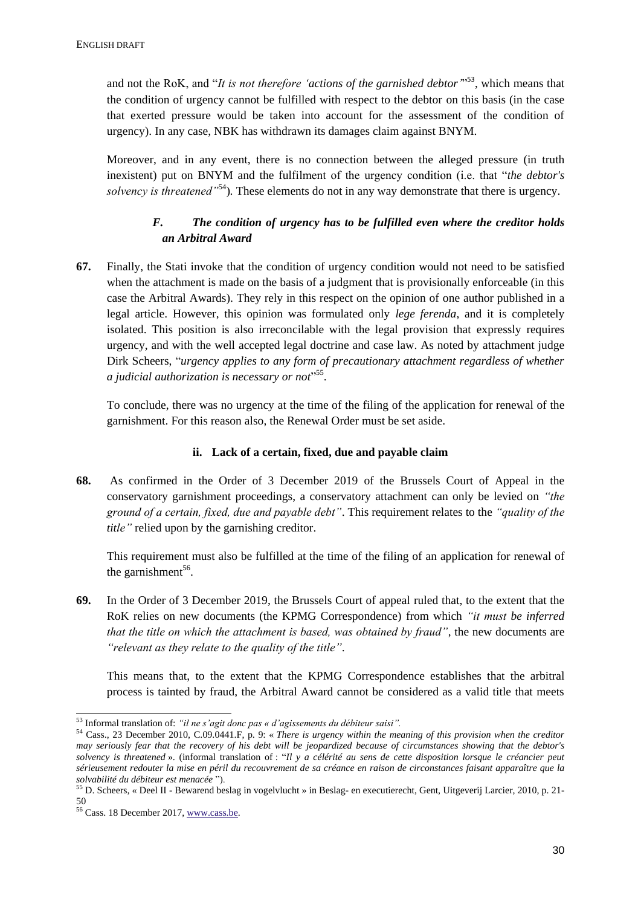and not the RoK, and "*It is not therefore 'actions of the garnished debtor'*"[53], which means that the condition of urgency cannot be fulfilled with respect to the debtor on this basis (in the case that exerted pressure would be taken into account for the assessment of the condition of urgency). In any case, NBK has withdrawn its damages claim against BNYM.

Moreover, and in any event, there is no connection between the alleged pressure (in truth inexistent) put on BNYM and the fulfilment of the urgency condition (i.e. that "*the debtor's solvency is threatened*"[54]). These elements do not in any way demonstrate that there is urgency.

### *F. The condition of urgency has to be fulfilled even where the creditor holds an Arbitral Award*

**67.** Finally, the Stati invoke that the condition of urgency condition would not need to be satisfied when the attachment is made on the basis of a judgment that is provisionally enforceable (in this case the Arbitral Awards). They rely in this respect on the opinion of one author published in a legal article. However, this opinion was formulated only *lege ferenda*, and it is completely isolated. This position is also irreconcilable with the legal provision that expressly requires urgency, and with the well accepted legal doctrine and case law. As noted by attachment judge Dirk Scheers, "*urgency applies to any form of precautionary attachment regardless of whether a judicial authorization is necessary or not*"[55].

To conclude, there was no urgency at the time of the filing of the application for renewal of the garnishment. For this reason also, the Renewal Order must be set aside.

#### ii. Lack of a certain, fixed, due and payable claim

**68.** As confirmed in the Order of 3 December 2019 of the Brussels Court of Appeal in the conservatory garnishment proceedings, a conservatory attachment can only be levied on *"the ground of a certain, fixed, due and payable debt"*. This requirement relates to the *"quality of the title"* relied upon by the garnishing creditor.

This requirement must also be fulfilled at the time of the filing of an application for renewal of the garnishment[56].

**69.** In the Order of 3 December 2019, the Brussels Court of appeal ruled that, to the extent that the RoK relies on new documents (the KPMG Correspondence) from which *"it must be inferred that the title on which the attachment is based, was obtained by fraud"*, the new documents are *"relevant as they relate to the quality of the title"*.

This means that, to the extent that the KPMG Correspondence establishes that the arbitral process is tainted by fraud, the Arbitral Award cannot be considered as a valid title that meets

---

[53] Informal translation of: *"il ne s'agit donc pas « d'agissements du débiteur saisi"*.

[54] Cass., 23 December 2010, C.09.0441.F, p. 9: « *There is urgency within the meaning of this provision when the creditor may seriously fear that the recovery of his debt will be jeopardized because of circumstances showing that the debtor's solvency is threatened* ». (informal translation of : "*Il y a célérité au sens de cette disposition lorsque le créancier peut sérieusement redouter la mise en péril du recouvrement de sa créance en raison de circonstances faisant apparaître que la solvabilité du débiteur est menacée* ").

[55] D. Scheers, « Deel II - Bewarend beslag in vogelvlucht » in Beslag- en executierecht, Gent, Uitgeverij Larcier, 2010, p. 21-50

[56] Cass. 18 December 2017, www.cass.be.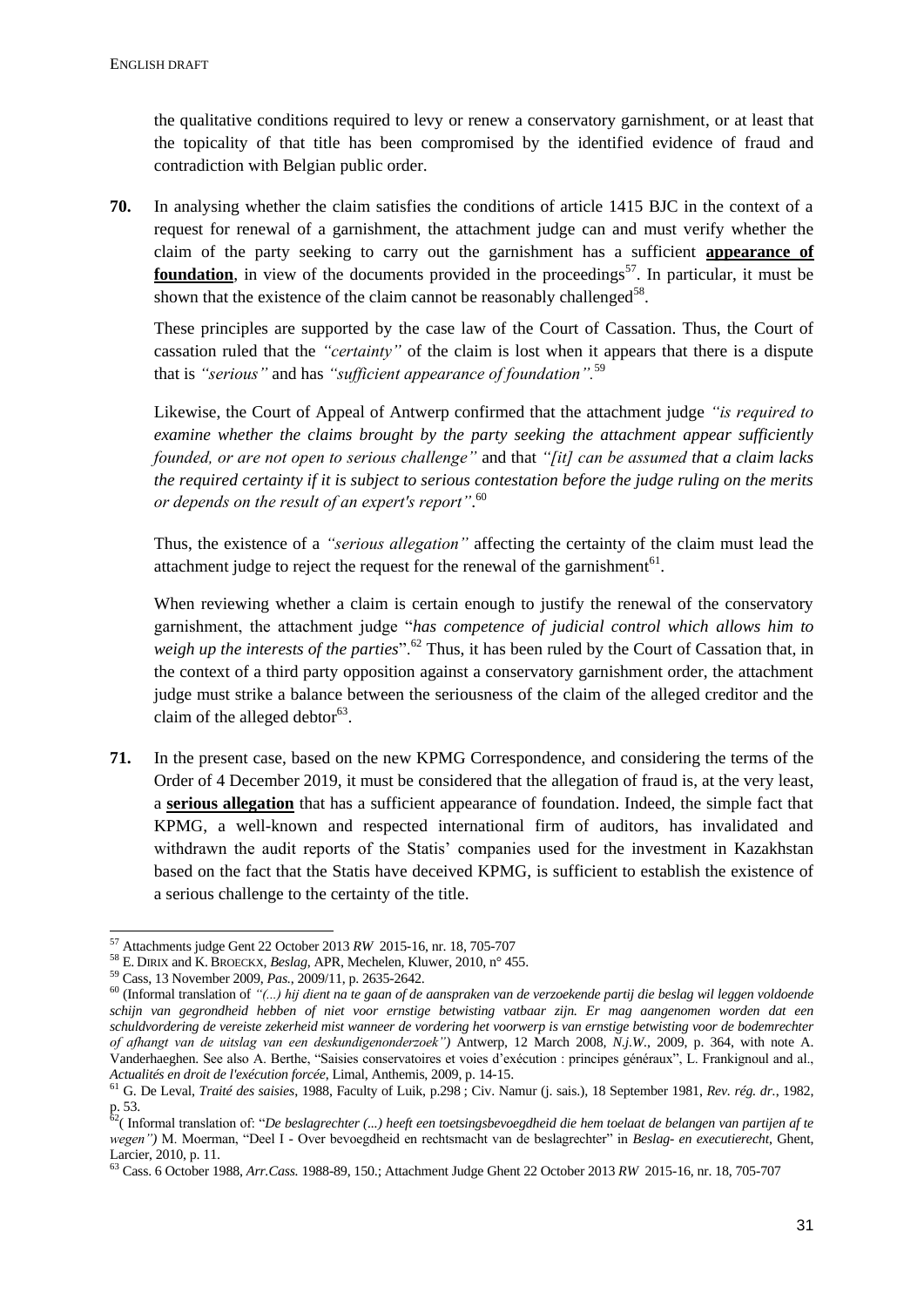the qualitative conditions required to levy or renew a conservatory garnishment, or at least that the topicality of that title has been compromised by the identified evidence of fraud and contradiction with Belgian public order.

**70.** In analysing whether the claim satisfies the conditions of article 1415 BJC in the context of a request for renewal of a garnishment, the attachment judge can and must verify whether the claim of the party seeking to carry out the garnishment has a sufficient **appearance of foundation**, in view of the documents provided in the proceedings[57]. In particular, it must be shown that the existence of the claim cannot be reasonably challenged[58].

These principles are supported by the case law of the Court of Cassation. Thus, the Court of cassation ruled that the *"certainty"* of the claim is lost when it appears that there is a dispute that is *"serious"* and has *"sufficient appearance of foundation"*.[59]

Likewise, the Court of Appeal of Antwerp confirmed that the attachment judge *"is required to examine whether the claims brought by the party seeking the attachment appear sufficiently founded, or are not open to serious challenge"* and that *"[it] can be assumed that a claim lacks the required certainty if it is subject to serious contestation before the judge ruling on the merits or depends on the result of an expert's report"*.[60]

Thus, the existence of a *"serious allegation"* affecting the certainty of the claim must lead the attachment judge to reject the request for the renewal of the garnishment[61].

When reviewing whether a claim is certain enough to justify the renewal of the conservatory garnishment, the attachment judge "*has competence of judicial control which allows him to weigh up the interests of the parties*".[62] Thus, it has been ruled by the Court of Cassation that, in the context of a third party opposition against a conservatory garnishment order, the attachment judge must strike a balance between the seriousness of the claim of the alleged creditor and the claim of the alleged debtor[63].

**71.** In the present case, based on the new KPMG Correspondence, and considering the terms of the Order of 4 December 2019, it must be considered that the allegation of fraud is, at the very least, a **serious allegation** that has a sufficient appearance of foundation. Indeed, the simple fact that KPMG, a well-known and respected international firm of auditors, has invalidated and withdrawn the audit reports of the Statis' companies used for the investment in Kazakhstan based on the fact that the Statis have deceived KPMG, is sufficient to establish the existence of a serious challenge to the certainty of the title.

---

[57] Attachments judge Gent 22 October 2013 *RW* 2015-16, nr. 18, 705-707

[58] E. DIRIX and K. BROECKX, *Beslag*, APR, Mechelen, Kluwer, 2010, n° 455.

[59] Cass, 13 November 2009, *Pas.*, 2009/11, p. 2635-2642.

[60] (Informal translation of *"(...) hij dient na te gaan of de aanspraken van de verzoekende partij die beslag wil leggen voldoende schijn van gegrondheid hebben of niet voor ernstige betwisting vatbaar zijn. Er mag aangenomen worden dat een schuldvordering de vereiste zekerheid mist wanneer de vordering het voorwerp is van ernstige betwisting voor de bodemrechter of afhangt van de uitslag van een deskundigenonderzoek")* Antwerp, 12 March 2008, *N.j.W.*, 2009, p. 364, with note A. Vanderhaeghen. See also A. Berthe, "Saisies conservatoires et voies d'exécution : principes généraux", L. Frankignoul and al., *Actualités en droit de l'exécution forcée*, Limal, Anthemis, 2009, p. 14-15.

[61] G. De Leval, *Traité des saisies*, 1988, Faculty of Luik, p.298 ; Civ. Namur (j. sais.), 18 September 1981, *Rev. rég. dr.*, 1982, p. 53.

[62] ( Informal translation of: "*De beslagrechter (...) heeft een toetsingsbevoegdheid die hem toelaat de belangen van partijen af te wegen")* M. Moerman, "Deel I - Over bevoegdheid en rechtsmacht van de beslagrechter" in *Beslag- en executierecht*, Ghent, Larcier, 2010, p. 11.

[63] Cass. 6 October 1988, *Arr.Cass.* 1988-89, 150.; Attachment Judge Ghent 22 October 2013 *RW* 2015-16, nr. 18, 705-707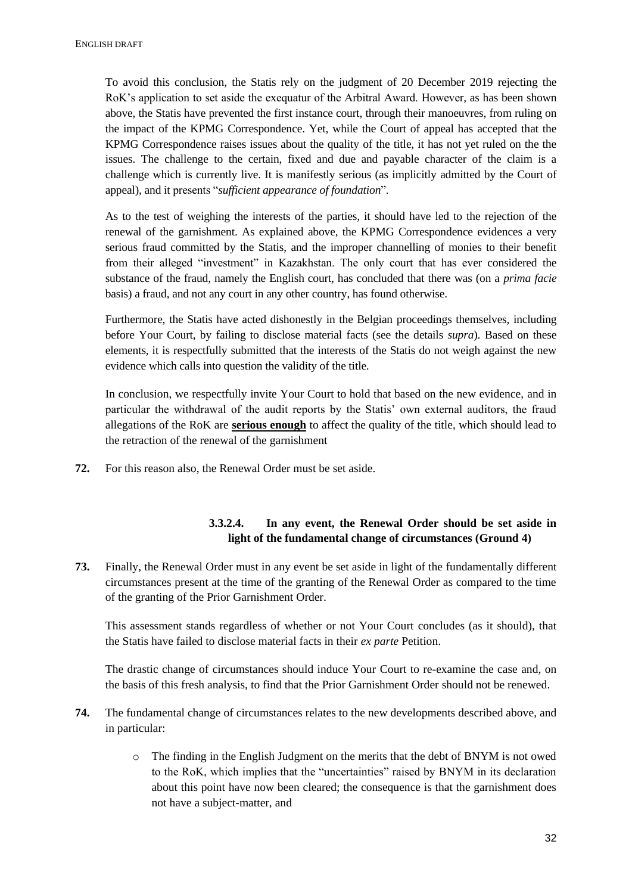To avoid this conclusion, the Statis rely on the judgment of 20 December 2019 rejecting the RoK's application to set aside the exequatur of the Arbitral Award. However, as has been shown above, the Statis have prevented the first instance court, through their manoeuvres, from ruling on the impact of the KPMG Correspondence. Yet, while the Court of appeal has accepted that the KPMG Correspondence raises issues about the quality of the title, it has not yet ruled on the the issues. The challenge to the certain, fixed and due and payable character of the claim is a challenge which is currently live. It is manifestly serious (as implicitly admitted by the Court of appeal), and it presents "*sufficient appearance of foundation*".

As to the test of weighing the interests of the parties, it should have led to the rejection of the renewal of the garnishment. As explained above, the KPMG Correspondence evidences a very serious fraud committed by the Statis, and the improper channelling of monies to their benefit from their alleged "investment" in Kazakhstan. The only court that has ever considered the substance of the fraud, namely the English court, has concluded that there was (on a *prima facie* basis) a fraud, and not any court in any other country, has found otherwise.

Furthermore, the Statis have acted dishonestly in the Belgian proceedings themselves, including before Your Court, by failing to disclose material facts (see the details *supra*). Based on these elements, it is respectfully submitted that the interests of the Statis do not weigh against the new evidence which calls into question the validity of the title.

In conclusion, we respectfully invite Your Court to hold that based on the new evidence, and in particular the withdrawal of the audit reports by the Statis' own external auditors, the fraud allegations of the RoK are **serious enough** to affect the quality of the title, which should lead to the retraction of the renewal of the garnishment

**72.** For this reason also, the Renewal Order must be set aside.

#### 3.3.2.4. In any event, the Renewal Order should be set aside in light of the fundamental change of circumstances (Ground 4)

**73.** Finally, the Renewal Order must in any event be set aside in light of the fundamentally different circumstances present at the time of the granting of the Renewal Order as compared to the time of the granting of the Prior Garnishment Order.

This assessment stands regardless of whether or not Your Court concludes (as it should), that the Statis have failed to disclose material facts in their *ex parte* Petition.

The drastic change of circumstances should induce Your Court to re-examine the case and, on the basis of this fresh analysis, to find that the Prior Garnishment Order should not be renewed.

**74.** The fundamental change of circumstances relates to the new developments described above, and in particular:

- The finding in the English Judgment on the merits that the debt of BNYM is not owed to the RoK, which implies that the "uncertainties" raised by BNYM in its declaration about this point have now been cleared; the consequence is that the garnishment does not have a subject-matter, and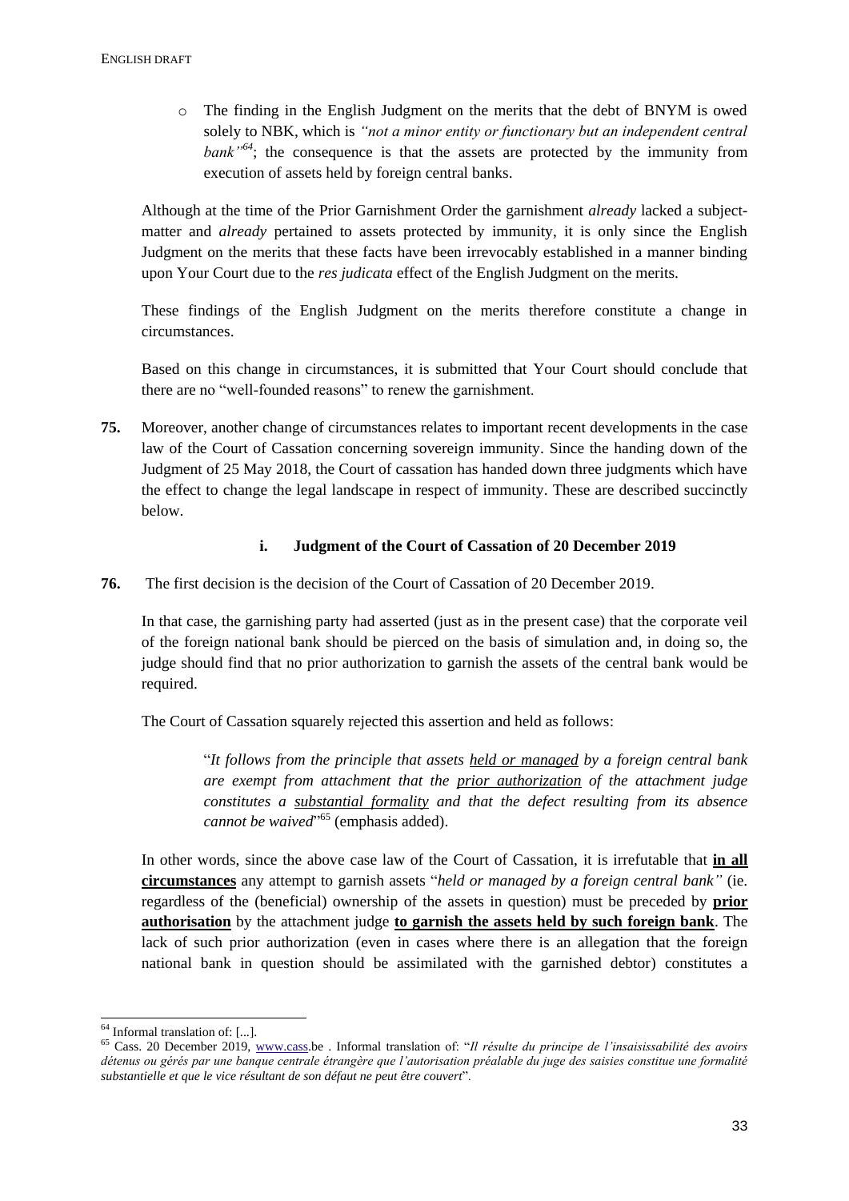- The finding in the English Judgment on the merits that the debt of BNYM is owed solely to NBK, which is *"not a minor entity or functionary but an independent central bank"*[64]; the consequence is that the assets are protected by the immunity from execution of assets held by foreign central banks.

Although at the time of the Prior Garnishment Order the garnishment *already* lacked a subject-matter and *already* pertained to assets protected by immunity, it is only since the English Judgment on the merits that these facts have been irrevocably established in a manner binding upon Your Court due to the *res judicata* effect of the English Judgment on the merits.

These findings of the English Judgment on the merits therefore constitute a change in circumstances.

Based on this change in circumstances, it is submitted that Your Court should conclude that there are no "well-founded reasons" to renew the garnishment.

**75.** Moreover, another change of circumstances relates to important recent developments in the case law of the Court of Cassation concerning sovereign immunity. Since the handing down of the Judgment of 25 May 2018, the Court of cassation has handed down three judgments which have the effect to change the legal landscape in respect of immunity. These are described succinctly below.

#### i. Judgment of the Court of Cassation of 20 December 2019

**76.** The first decision is the decision of the Court of Cassation of 20 December 2019.

In that case, the garnishing party had asserted (just as in the present case) that the corporate veil of the foreign national bank should be pierced on the basis of simulation and, in doing so, the judge should find that no prior authorization to garnish the assets of the central bank would be required.

The Court of Cassation squarely rejected this assertion and held as follows:

> "*It follows from the principle that assets <u>held or managed</u> by a foreign central bank are exempt from attachment that the <u>prior authorization</u> of the attachment judge constitutes a <u>substantial formality</u> and that the defect resulting from its absence cannot be waived*"[65] (emphasis added).

In other words, since the above case law of the Court of Cassation, it is irrefutable that **<u>in all circumstances</u>** any attempt to garnish assets "*held or managed by a foreign central bank"* (ie. regardless of the (beneficial) ownership of the assets in question) must be preceded by **<u>prior authorisation</u>** by the attachment judge **<u>to garnish the assets held by such foreign bank</u>**. The lack of such prior authorization (even in cases where there is an allegation that the foreign national bank in question should be assimilated with the garnished debtor) constitutes a

---

[64] Informal translation of: [...].

[65] Cass. 20 December 2019, www.cass.be . Informal translation of: "*Il résulte du principe de l'insaisissabilité des avoirs détenus ou gérés par une banque centrale étrangère que l'autorisation préalable du juge des saisies constitue une formalité substantielle et que le vice résultant de son défaut ne peut être couvert*".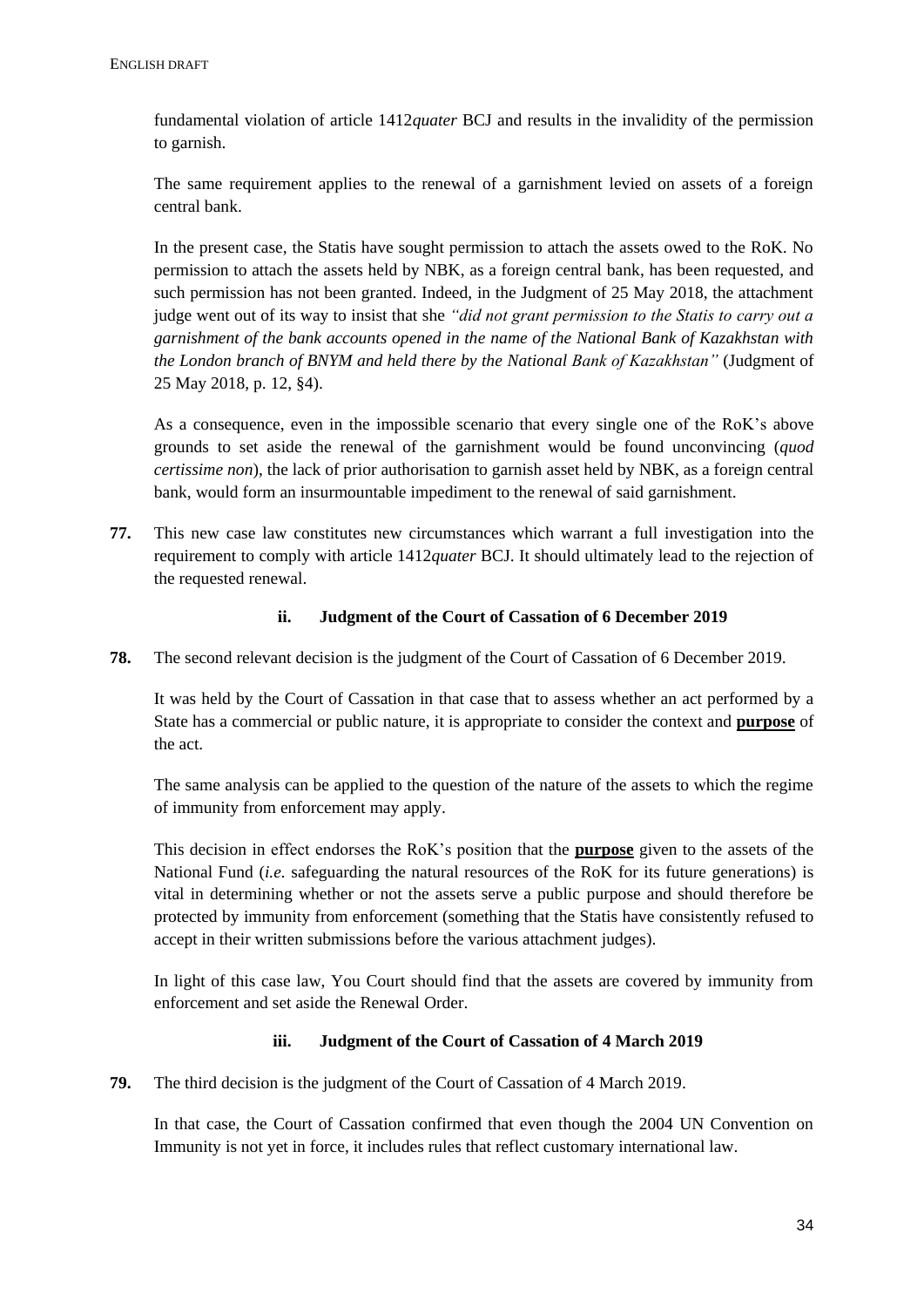fundamental violation of article 1412*quater* BCJ and results in the invalidity of the permission to garnish.

The same requirement applies to the renewal of a garnishment levied on assets of a foreign central bank.

In the present case, the Statis have sought permission to attach the assets owed to the RoK. No permission to attach the assets held by NBK, as a foreign central bank, has been requested, and such permission has not been granted. Indeed, in the Judgment of 25 May 2018, the attachment judge went out of its way to insist that she *"did not grant permission to the Statis to carry out a garnishment of the bank accounts opened in the name of the National Bank of Kazakhstan with the London branch of BNYM and held there by the National Bank of Kazakhstan"* (Judgment of 25 May 2018, p. 12, §4).

As a consequence, even in the impossible scenario that every single one of the RoK's above grounds to set aside the renewal of the garnishment would be found unconvincing (*quod certissime non*), the lack of prior authorisation to garnish asset held by NBK, as a foreign central bank, would form an insurmountable impediment to the renewal of said garnishment.

**77.** This new case law constitutes new circumstances which warrant a full investigation into the requirement to comply with article 1412*quater* BCJ. It should ultimately lead to the rejection of the requested renewal.

#### ii. Judgment of the Court of Cassation of 6 December 2019

**78.** The second relevant decision is the judgment of the Court of Cassation of 6 December 2019.

It was held by the Court of Cassation in that case that to assess whether an act performed by a State has a commercial or public nature, it is appropriate to consider the context and **purpose** of the act.

The same analysis can be applied to the question of the nature of the assets to which the regime of immunity from enforcement may apply.

This decision in effect endorses the RoK's position that the **purpose** given to the assets of the National Fund (*i.e.* safeguarding the natural resources of the RoK for its future generations) is vital in determining whether or not the assets serve a public purpose and should therefore be protected by immunity from enforcement (something that the Statis have consistently refused to accept in their written submissions before the various attachment judges).

In light of this case law, You Court should find that the assets are covered by immunity from enforcement and set aside the Renewal Order.

#### iii. Judgment of the Court of Cassation of 4 March 2019

**79.** The third decision is the judgment of the Court of Cassation of 4 March 2019.

In that case, the Court of Cassation confirmed that even though the 2004 UN Convention on Immunity is not yet in force, it includes rules that reflect customary international law.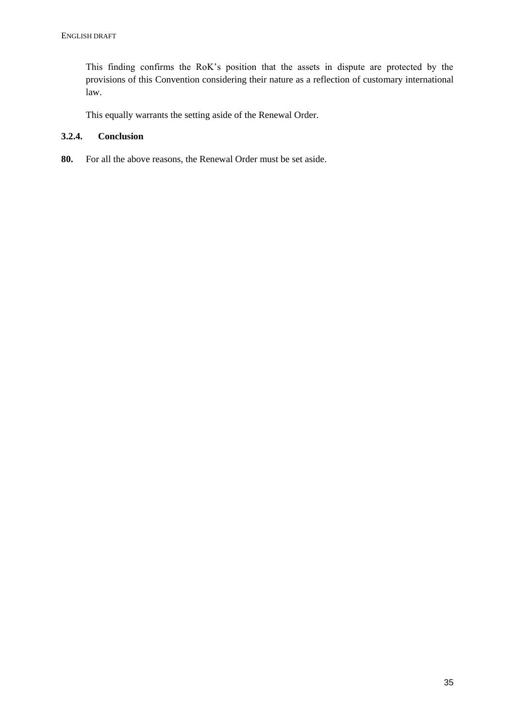This finding confirms the RoK's position that the assets in dispute are protected by the provisions of this Convention considering their nature as a reflection of customary international law.

This equally warrants the setting aside of the Renewal Order.

### 3.2.4. Conclusion

**80.** For all the above reasons, the Renewal Order must be set aside.